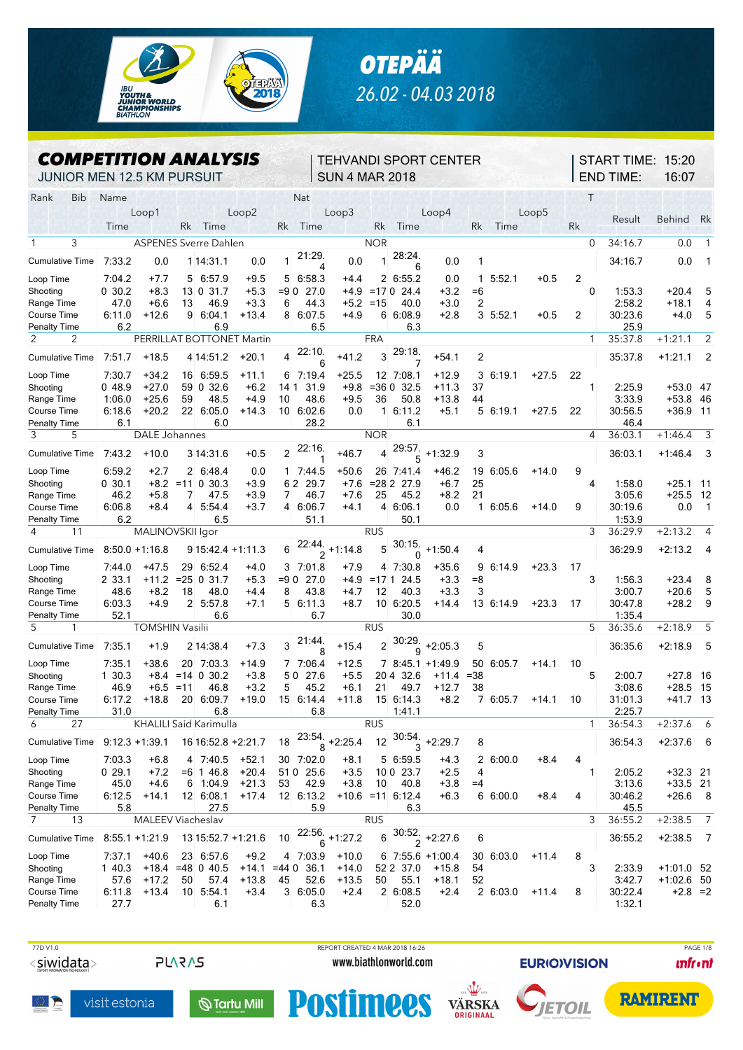# OTEPÄÄ

26.02 - 04.03 2018

IBU YOUTH & JUNIOR WORLD CHAMPIONSHIPS BIATHLON

## COMPETITION ANALYSIS

JUNIOR MEN 12.5 KM PURSUIT

TEHVANDI SPORT CENTER
SUN 4 MAR 2018

START TIME: 15:20
END TIME: 16:07

| Rank | Bib | Name | | | Nat | | | | | | | | | T | Result | Behind | Rk |
|---|---|---|---|---|---|---|---|---|---|---|---|---|---|---|---|---|---|
| | | Loop1 | | | Loop2 | | | Loop3 | | | Loop4 | | | Loop5 | | | |
| | Time | | Rk | Time | | Rk | Time | | Rk | Time | | Rk | Time | | Rk | | |
| **1** | **3** | **ASPENES Sverre Dahlen** | | | **NOR** | | | | | | | | | **0** | **34:16.7** | **0.0** | **1** |
| Cumulative Time | 7:33.2 | 0.0 | 1 | 14:31.1 | 0.0 | 1 | 21:29.4 | 0.0 | 1 | 28:24.6 | 0.0 | 1 | | | | 34:16.7 | 0.0 | 1 |
| Loop Time | 7:04.2 | +7.7 | 5 | 6:57.9 | +9.5 | 5 | 6:58.3 | +4.4 | 2 | 6:55.2 | 0.0 | 1 | 5:52.1 | +0.5 | 2 | | | |
| Shooting | 0 30.2 | +8.3 | 13 | 0 31.7 | +5.3 | =9 | 0 27.0 | +4.9 | =17 | 0 24.4 | +3.2 | =6 | | | 0 | 1:53.3 | +20.4 | 5 |
| Range Time | 47.0 | +6.6 | 13 | 46.9 | +3.3 | 6 | 44.3 | +5.2 | =15 | 40.0 | +3.0 | 2 | | | | 2:58.2 | +18.1 | 4 |
| Course Time | 6:11.0 | +12.6 | 9 | 6:04.1 | +13.4 | 8 | 6:07.5 | +4.9 | 6 | 6:08.9 | +2.8 | 3 | 5:52.1 | +0.5 | 2 | 30:23.6 | +4.0 | 5 |
| Penalty Time | 6.2 | | | 6.9 | | | 6.5 | | | 6.3 | | | | | | 25.9 | | |
| **2** | **2** | **PERRILLAT BOTTONET Martin** | | | **FRA** | | | | | | | | | **1** | **35:37.8** | **+1:21.1** | **2** |
| Cumulative Time | 7:51.7 | +18.5 | 4 | 14:51.2 | +20.1 | 4 | 22:10.6 | +41.2 | 3 | 29:18.7 | +54.1 | 2 | | | | 35:37.8 | +1:21.1 | 2 |
| Loop Time | 7:30.7 | +34.2 | 16 | 6:59.5 | +11.1 | 6 | 7:19.4 | +25.5 | 12 | 7:08.1 | +12.9 | 3 | 6:19.1 | +27.5 | 22 | | | |
| Shooting | 0 48.9 | +27.0 | 59 | 0 32.6 | +6.2 | 14 | 1 31.9 | +9.8 | =36 | 0 32.5 | +11.3 | 37 | | | 1 | 2:25.9 | +53.0 | 47 |
| Range Time | 1:06.0 | +25.6 | 59 | 48.5 | +4.9 | 10 | 48.6 | +9.5 | 36 | 50.8 | +13.8 | 44 | | | | 3:33.9 | +53.8 | 46 |
| Course Time | 6:18.6 | +20.2 | 22 | 6:05.0 | +14.3 | 10 | 6:02.6 | 0.0 | 1 | 6:11.2 | +5.1 | 5 | 6:19.1 | +27.5 | 22 | 30:56.5 | +36.9 | 11 |
| Penalty Time | 6.1 | | | 6.0 | | | 28.2 | | | 6.1 | | | | | | 46.4 | | |
| **3** | **5** | **DALE Johannes** | | | **NOR** | | | | | | | | | **4** | **36:03.1** | **+1:46.4** | **3** |
| Cumulative Time | 7:43.2 | +10.0 | 3 | 14:31.6 | +0.5 | 2 | 22:16.1 | +46.7 | 4 | 29:57.5 | +1:32.9 | 3 | | | | 36:03.1 | +1:46.4 | 3 |
| Loop Time | 6:59.2 | +2.7 | 2 | 6:48.4 | 0.0 | 1 | 7:44.5 | +50.6 | 26 | 7:41.4 | +46.2 | 19 | 6:05.6 | +14.0 | 9 | | | |
| Shooting | 0 30.1 | +8.2 | =11 | 0 30.3 | +3.9 | 6 | 2 29.7 | +7.6 | =28 | 2 27.9 | +6.7 | 25 | | | 4 | 1:58.0 | +25.1 | 11 |
| Range Time | 46.2 | +5.8 | 7 | 47.5 | +3.9 | 7 | 46.7 | +7.6 | 25 | 45.2 | +8.2 | 21 | | | | 3:05.6 | +25.5 | 12 |
| Course Time | 6:06.8 | +8.4 | 4 | 5:54.4 | +3.7 | 4 | 6:06.7 | +4.1 | 4 | 6:06.1 | 0.0 | 1 | 6:05.6 | +14.0 | 9 | 30:19.6 | 0.0 | 1 |
| Penalty Time | 6.2 | | | 6.5 | | | 51.1 | | | 50.1 | | | | | | 1:53.9 | | |
| **4** | **11** | **MALINOVSKII Igor** | | | **RUS** | | | | | | | | | **3** | **36:29.9** | **+2:13.2** | **4** |
| Cumulative Time | 8:50.0 | +1:16.8 | 9 | 15:42.4 | +1:11.3 | 6 | 22:44.2 | +1:14.8 | 5 | 30:15.0 | +1:50.4 | 4 | | | | 36:29.9 | +2:13.2 | 4 |
| Loop Time | 7:44.0 | +47.5 | 29 | 6:52.4 | +4.0 | 3 | 7:01.8 | +7.9 | 4 | 7:30.8 | +35.6 | 9 | 6:14.9 | +23.3 | 17 | | | |
| Shooting | 2 33.1 | +11.2 | =25 | 0 31.7 | +5.3 | =9 | 0 27.0 | +4.9 | =17 | 1 24.5 | +3.3 | =8 | | | 3 | 1:56.3 | +23.4 | 8 |
| Range Time | 48.6 | +8.2 | 18 | 48.0 | +4.4 | 8 | 43.8 | +4.7 | 12 | 40.3 | +3.3 | 3 | | | | 3:00.7 | +20.6 | 5 |
| Course Time | 6:03.3 | +4.9 | 2 | 5:57.8 | +7.1 | 5 | 6:11.3 | +8.7 | 10 | 6:20.5 | +14.4 | 13 | 6:14.9 | +23.3 | 17 | 30:47.8 | +28.2 | 9 |
| Penalty Time | 52.1 | | | 6.6 | | | 6.7 | | | 30.0 | | | | | | 1:35.4 | | |
| **5** | **1** | **TOMSHIN Vasilii** | | | **RUS** | | | | | | | | | **5** | **36:35.6** | **+2:18.9** | **5** |
| Cumulative Time | 7:35.1 | +1.9 | 2 | 14:38.4 | +7.3 | 3 | 21:44.8 | +15.4 | 2 | 30:29.9 | +2:05.3 | 5 | | | | 36:35.6 | +2:18.9 | 5 |
| Loop Time | 7:35.1 | +38.6 | 20 | 7:03.3 | +14.9 | 7 | 7:06.4 | +12.5 | 7 | 8:45.1 | +1:49.9 | 50 | 6:05.7 | +14.1 | 10 | | | |
| Shooting | 1 30.3 | +8.4 | =14 | 0 30.2 | +3.8 | 5 | 0 27.6 | +5.5 | 20 | 4 32.6 | +11.4 | =38 | | | 5 | 2:00.7 | +27.8 | 16 |
| Range Time | 46.9 | +6.5 | =11 | 46.8 | +3.2 | 5 | 45.2 | +6.1 | 21 | 49.7 | +12.7 | 38 | | | | 3:08.6 | +28.5 | 15 |
| Course Time | 6:17.2 | +18.8 | 20 | 6:09.7 | +19.0 | 15 | 6:14.4 | +11.8 | 15 | 6:14.3 | +8.2 | 7 | 6:05.7 | +14.1 | 10 | 31:01.3 | +41.7 | 13 |
| Penalty Time | 31.0 | | | 6.8 | | | 6.8 | | | 1:41.1 | | | | | | 2:25.7 | | |
| **6** | **27** | **KHALILI Said Karimulla** | | | **RUS** | | | | | | | | | **1** | **36:54.3** | **+2:37.6** | **6** |
| Cumulative Time | 9:12.3 | +1:39.1 | 16 | 16:52.8 | +2:21.7 | 18 | 23:54.8 | +2:25.4 | 12 | 30:54.3 | +2:29.7 | 8 | | | | 36:54.3 | +2:37.6 | 6 |
| Loop Time | 7:03.3 | +6.8 | 4 | 7:40.5 | +52.1 | 30 | 7:02.0 | +8.1 | 5 | 6:59.5 | +4.3 | 2 | 6:00.0 | +8.4 | 4 | | | |
| Shooting | 0 29.1 | +7.2 | =6 | 1 46.8 | +20.4 | 51 | 0 25.6 | +3.5 | 10 | 0 23.7 | +2.5 | 4 | | | 1 | 2:05.2 | +32.3 | 21 |
| Range Time | 45.0 | +4.6 | 6 | 1:04.9 | +21.3 | 53 | 42.9 | +3.8 | 10 | 40.8 | +3.8 | =4 | | | | 3:13.6 | +33.5 | 21 |
| Course Time | 6:12.5 | +14.1 | 12 | 6:08.1 | +17.4 | 12 | 6:13.2 | +10.6 | =11 | 6:12.4 | +6.3 | 6 | 6:00.0 | +8.4 | 4 | 30:46.2 | +26.6 | 8 |
| Penalty Time | 5.8 | | | 27.5 | | | 5.9 | | | 6.3 | | | | | | 45.5 | | |
| **7** | **13** | **MALEEV Viacheslav** | | | **RUS** | | | | | | | | | **3** | **36:55.2** | **+2:38.5** | **7** |
| Cumulative Time | 8:55.1 | +1:21.9 | 13 | 15:52.7 | +1:21.6 | 10 | 22:56.6 | +1:27.2 | 6 | 30:52.2 | +2:27.6 | 6 | | | | 36:55.2 | +2:38.5 | 7 |
| Loop Time | 7:37.1 | +40.6 | 23 | 6:57.6 | +9.2 | 4 | 7:03.9 | +10.0 | 6 | 7:55.6 | +1:00.4 | 30 | 6:03.0 | +11.4 | 8 | | | |
| Shooting | 1 40.3 | +18.4 | =48 | 0 40.5 | +14.1 | =44 | 0 36.1 | +14.0 | 52 | 2 37.0 | +15.8 | 54 | | | 3 | 2:33.9 | +1:01.0 | 52 |
| Range Time | 57.6 | +17.2 | 50 | 57.4 | +13.8 | 45 | 52.6 | +13.5 | 50 | 55.1 | +18.1 | 52 | | | | 3:42.7 | +1:02.6 | 50 |
| Course Time | 6:11.8 | +13.4 | 10 | 5:54.1 | +3.4 | 3 | 6:05.0 | +2.4 | 2 | 6:08.5 | +2.4 | 2 | 6:03.0 | +11.4 | 8 | 30:22.4 | +2.8 | =2 |
| Penalty Time | 27.7 | | | 6.1 | | | 6.3 | | | 52.0 | | | | | | 1:32.1 | | |

77D V1.0 REPORT CREATED 4 MAR 2018 16:26

www.biathlonworld.com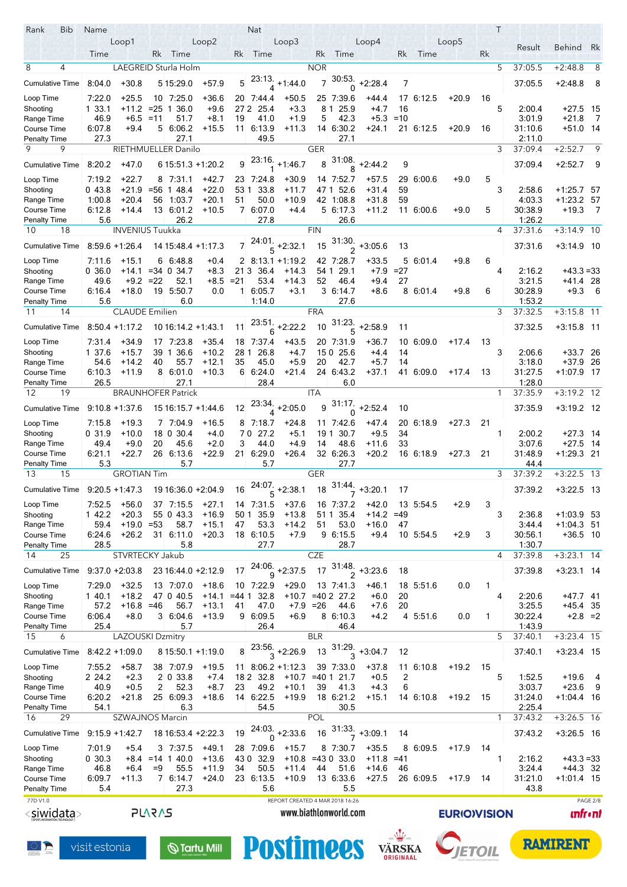| Rank | Bib | Name | | | | | | | Nat | | | | | | | T | Result | Behind | Rk |
|---|---|---|---|---|---|---|---|---|---|---|---|---|---|---|---|---|---|---|---|
| | | Loop1 | | | Loop2 | | | Loop3 | | | Loop4 | | | Loop5 | | | | | |
| | | Time | | Rk | Time | | Rk | Time | | Rk | Time | | Rk | Time | | Rk | | | |
| 8 | 4 | LAEGREID Sturla Holm | | | | | | | NOR | | | | | | | 5 | 37:05.5 | +2:48.8 | 8 |
| Cumulative Time | | 8:04.0 | +30.8 | 5 | 15:29.0 | +57.9 | 5 | 23:13.4 | +1:44.0 | 7 | 30:53.0 | +2:28.4 | 7 | | | | 37:05.5 | +2:48.8 | 8 |
| Loop Time | | 7:22.0 | +25.5 | 10 | 7:25.0 | +36.6 | 20 | 7:44.4 | +50.5 | 25 | 7:39.6 | +44.4 | 17 | 6:12.5 | +20.9 | 16 | | | |
| Shooting | | 1 33.1 | +11.2 | =25 | 1 36.0 | +9.6 | 27 | 2 25.4 | +3.3 | 8 | 1 25.9 | +4.7 | 16 | | | 5 | 2:00.4 | +27.5 | 15 |
| Range Time | | 46.9 | +6.5 | =11 | 51.7 | +8.1 | 19 | 41.0 | +1.9 | 5 | 42.3 | +5.3 | =10 | | | | 3:01.9 | +21.8 | 7 |
| Course Time | | 6:07.8 | +9.4 | 5 | 6:06.2 | +15.5 | 11 | 6:13.9 | +11.3 | 14 | 6:30.2 | +24.1 | 21 | 6:12.5 | +20.9 | 16 | 31:10.6 | +51.0 | 14 |
| Penalty Time | | 27.3 | | | 27.1 | | | 49.5 | | | 27.1 | | | | | | 2:11.0 | | |
| 9 | 9 | RIETHMUELLER Danilo | | | | | | | GER | | | | | | | 3 | 37:09.4 | +2:52.7 | 9 |
| Cumulative Time | | 8:20.2 | +47.0 | 6 | 15:51.3 | +1:20.2 | 9 | 23:16.1 | +1:46.7 | 8 | 31:08.8 | +2:44.2 | 9 | | | | 37:09.4 | +2:52.7 | 9 |
| Loop Time | | 7:19.2 | +22.7 | 8 | 7:31.1 | +42.7 | 23 | 7:24.8 | +30.9 | 14 | 7:52.7 | +57.5 | 29 | 6:00.6 | +9.0 | 5 | | | |
| Shooting | | 0 43.8 | +21.9 | =56 | 1 48.4 | +22.0 | 53 | 1 33.8 | +11.7 | 47 | 1 52.6 | +31.4 | 59 | | | 3 | 2:58.6 | +1:25.7 | 57 |
| Range Time | | 1:00.8 | +20.4 | 56 | 1:03.7 | +20.1 | 51 | 50.0 | +10.9 | 42 | 1:08.8 | +31.8 | 59 | | | | 4:03.3 | +1:23.2 | 57 |
| Course Time | | 6:12.8 | +14.4 | 13 | 6:01.2 | +10.5 | 7 | 6:07.0 | +4.4 | 5 | 6:17.3 | +11.2 | 11 | 6:00.6 | +9.0 | 5 | 30:38.9 | +19.3 | 7 |
| Penalty Time | | 5.6 | | | 26.2 | | | 27.8 | | | 26.6 | | | | | | 1:26.2 | | |
| 10 | 18 | INVENIUS Tuukka | | | | | | | FIN | | | | | | | 4 | 37:31.6 | +3:14.9 | 10 |
| Cumulative Time | | 8:59.6 | +1:26.4 | 14 | 15:48.4 | +1:17.3 | 7 | 24:01.5 | +2:32.1 | 15 | 31:30.2 | +3:05.6 | 13 | | | | 37:31.6 | +3:14.9 | 10 |
| Loop Time | | 7:11.6 | +15.1 | 6 | 6:48.8 | +0.4 | 2 | 8:13.1 | +1:19.2 | 42 | 7:28.7 | +33.5 | 5 | 6:01.4 | +9.8 | 6 | | | |
| Shooting | | 0 36.0 | +14.1 | =34 | 0 34.7 | +8.3 | 21 | 3 36.4 | +14.3 | 54 | 1 29.1 | +7.9 | =27 | | | 4 | 2:16.2 | +43.3 | =33 |
| Range Time | | 49.6 | +9.2 | =22 | 52.1 | +8.5 | =21 | 53.4 | +14.3 | 52 | 46.4 | +9.4 | 27 | | | | 3:21.5 | +41.4 | 28 |
| Course Time | | 6:16.4 | +18.0 | 19 | 5:50.7 | 0.0 | 1 | 6:05.7 | +3.1 | 3 | 6:14.7 | +8.6 | 8 | 6:01.4 | +9.8 | 6 | 30:28.9 | +9.3 | 6 |
| Penalty Time | | 5.6 | | | 6.0 | | | 1:14.0 | | | 27.6 | | | | | | 1:53.2 | | |
| 11 | 14 | CLAUDE Emilien | | | | | | | FRA | | | | | | | 3 | 37:32.5 | +3:15.8 | 11 |
| Cumulative Time | | 8:50.4 | +1:17.2 | 10 | 16:14.2 | +1:43.1 | 11 | 23:51.6 | +2:22.2 | 10 | 31:23.5 | +2:58.9 | 11 | | | | 37:32.5 | +3:15.8 | 11 |
| Loop Time | | 7:31.4 | +34.9 | 17 | 7:23.8 | +35.4 | 18 | 7:37.4 | +43.5 | 20 | 7:31.9 | +36.7 | 10 | 6:09.0 | +17.4 | 13 | | | |
| Shooting | | 1 37.6 | +15.7 | 39 | 1 36.6 | +10.2 | 28 | 1 26.8 | +4.7 | 15 | 0 25.6 | +4.4 | 14 | | | 3 | 2:06.6 | +33.7 | 26 |
| Range Time | | 54.6 | +14.2 | 40 | 55.7 | +12.1 | 35 | 45.0 | +5.9 | 20 | 42.7 | +5.7 | 14 | | | | 3:18.0 | +37.9 | 26 |
| Course Time | | 6:10.3 | +11.9 | 8 | 6:01.0 | +10.3 | 6 | 6:24.0 | +21.4 | 24 | 6:43.2 | +37.1 | 41 | 6:09.0 | +17.4 | 13 | 31:27.5 | +1:07.9 | 17 |
| Penalty Time | | 26.5 | | | 27.1 | | | 28.4 | | | 6.0 | | | | | | 1:28.0 | | |
| 12 | 19 | BRAUNHOFER Patrick | | | | | | | ITA | | | | | | | 1 | 37:35.9 | +3:19.2 | 12 |
| Cumulative Time | | 9:10.8 | +1:37.6 | 15 | 16:15.7 | +1:44.6 | 12 | 23:34.4 | +2:05.0 | 9 | 31:17.0 | +2:52.4 | 10 | | | | 37:35.9 | +3:19.2 | 12 |
| Loop Time | | 7:15.8 | +19.3 | 7 | 7:04.9 | +16.5 | 8 | 7:18.7 | +24.8 | 11 | 7:42.6 | +47.4 | 20 | 6:18.9 | +27.3 | 21 | | | |
| Shooting | | 0 31.9 | +10.0 | 18 | 0 30.4 | +4.0 | 7 | 0 27.2 | +5.1 | 19 | 1 30.7 | +9.5 | 34 | | | 1 | 2:00.2 | +27.3 | 14 |
| Range Time | | 49.4 | +9.0 | 20 | 45.6 | +2.0 | 3 | 44.0 | +4.9 | 14 | 48.6 | +11.6 | 33 | | | | 3:07.6 | +27.5 | 14 |
| Course Time | | 6:21.1 | +22.7 | 26 | 6:13.6 | +22.9 | 21 | 6:29.0 | +26.4 | 32 | 6:26.3 | +20.2 | 16 | 6:18.9 | +27.3 | 21 | 31:48.9 | +1:29.3 | 21 |
| Penalty Time | | 5.3 | | | 5.7 | | | 5.7 | | | 27.7 | | | | | | 44.4 | | |
| 13 | 15 | GROTIAN Tim | | | | | | | GER | | | | | | | 3 | 37:39.2 | +3:22.5 | 13 |
| Cumulative Time | | 9:20.5 | +1:47.3 | 19 | 16:36.0 | +2:04.9 | 16 | 24:07.5 | +2:38.1 | 18 | 31:44.7 | +3:20.1 | 17 | | | | 37:39.2 | +3:22.5 | 13 |
| Loop Time | | 7:52.5 | +56.0 | 37 | 7:15.5 | +27.1 | 14 | 7:31.5 | +37.6 | 16 | 7:37.2 | +42.0 | 13 | 5:54.5 | +2.9 | 3 | | | |
| Shooting | | 1 42.2 | +20.3 | 55 | 0 43.3 | +16.9 | 50 | 1 35.9 | +13.8 | 51 | 1 35.4 | +14.2 | =49 | | | 3 | 2:36.8 | +1:03.9 | 53 |
| Range Time | | 59.4 | +19.0 | =53 | 58.7 | +15.1 | 47 | 53.3 | +14.2 | 51 | 53.0 | +16.0 | 47 | | | | 3:44.4 | +1:04.3 | 51 |
| Course Time | | 6:24.6 | +26.2 | 31 | 6:11.0 | +20.3 | 18 | 6:10.5 | +7.9 | 9 | 6:15.5 | +9.4 | 10 | 5:54.5 | +2.9 | 3 | 30:56.1 | +36.5 | 10 |
| Penalty Time | | 28.5 | | | 5.8 | | | 27.7 | | | 28.7 | | | | | | 1:30.7 | | |
| 14 | 25 | STVRTECKY Jakub | | | | | | | CZE | | | | | | | 4 | 37:39.8 | +3:23.1 | 14 |
| Cumulative Time | | 9:37.0 | +2:03.8 | 23 | 16:44.0 | +2:12.9 | 17 | 24:06.9 | +2:37.5 | 17 | 31:48.2 | +3:23.6 | 18 | | | | 37:39.8 | +3:23.1 | 14 |
| Loop Time | | 7:29.0 | +32.5 | 13 | 7:07.0 | +18.6 | 10 | 7:22.9 | +29.0 | 13 | 7:41.3 | +46.1 | 18 | 5:51.6 | 0.0 | 1 | | | |
| Shooting | | 1 40.1 | +18.2 | 47 | 0 40.5 | +14.1 | =44 | 1 32.8 | +10.7 | =40 | 2 27.2 | +6.0 | 20 | | | 4 | 2:20.6 | +47.7 | 41 |
| Range Time | | 57.2 | +16.8 | =46 | 56.7 | +13.1 | 41 | 47.0 | +7.9 | =26 | 44.6 | +7.6 | 20 | | | | 3:25.5 | +45.4 | 35 |
| Course Time | | 6:06.4 | +8.0 | 3 | 6:04.6 | +13.9 | 9 | 6:09.5 | +6.9 | 8 | 6:10.3 | +4.2 | 4 | 5:51.6 | 0.0 | 1 | 30:22.4 | +2.8 | =2 |
| Penalty Time | | 25.4 | | | 5.7 | | | 26.4 | | | 46.4 | | | | | | 1:43.9 | | |
| 15 | 6 | LAZOUSKI Dzmitry | | | | | | | BLR | | | | | | | 5 | 37:40.1 | +3:23.4 | 15 |
| Cumulative Time | | 8:42.2 | +1:09.0 | 8 | 15:50.1 | +1:19.0 | 8 | 23:56.3 | +2:26.9 | 13 | 31:29.3 | +3:04.7 | 12 | | | | 37:40.1 | +3:23.4 | 15 |
| Loop Time | | 7:55.2 | +58.7 | 38 | 7:07.9 | +19.5 | 11 | 8:06.2 | +1:12.3 | 39 | 7:33.0 | +37.8 | 11 | 6:10.8 | +19.2 | 15 | | | |
| Shooting | | 2 24.2 | +2.3 | 2 | 0 33.8 | +7.4 | 18 | 2 32.8 | +10.7 | =40 | 1 21.7 | +0.5 | 2 | | | 5 | 1:52.5 | +19.6 | 4 |
| Range Time | | 40.9 | +0.5 | 2 | 52.3 | +8.7 | 23 | 49.2 | +10.1 | 39 | 41.3 | +4.3 | 6 | | | | 3:03.7 | +23.6 | 9 |
| Course Time | | 6:20.2 | +21.8 | 25 | 6:09.3 | +18.6 | 14 | 6:22.5 | +19.9 | 18 | 6:21.2 | +15.1 | 14 | 6:10.8 | +19.2 | 15 | 31:24.0 | +1:04.4 | 16 |
| Penalty Time | | 54.1 | | | 6.3 | | | 54.5 | | | 30.5 | | | | | | 2:25.4 | | |
| 16 | 29 | SZWAJNOS Marcin | | | | | | | POL | | | | | | | 1 | 37:43.2 | +3:26.5 | 16 |
| Cumulative Time | | 9:15.9 | +1:42.7 | 18 | 16:53.4 | +2:22.3 | 19 | 24:03.0 | +2:33.6 | 16 | 31:33.7 | +3:09.1 | 14 | | | | 37:43.2 | +3:26.5 | 16 |
| Loop Time | | 7:01.9 | +5.4 | 3 | 7:37.5 | +49.1 | 28 | 7:09.6 | +15.7 | 8 | 7:30.7 | +35.5 | 8 | 6:09.5 | +17.9 | 14 | | | |
| Shooting | | 0 30.3 | +8.4 | =14 | 1 40.0 | +13.6 | 43 | 0 32.9 | +10.8 | =43 | 0 33.0 | +11.8 | =41 | | | 1 | 2:16.2 | +43.3 | =33 |
| Range Time | | 46.8 | +6.4 | =9 | 55.5 | +11.9 | 34 | 50.5 | +11.4 | 44 | 51.6 | +14.6 | 46 | | | | 3:24.4 | +44.3 | 32 |
| Course Time | | 6:09.7 | +11.3 | 7 | 6:14.7 | +24.0 | 23 | 6:13.5 | +10.9 | 13 | 6:33.6 | +27.5 | 26 | 6:09.5 | +17.9 | 14 | 31:21.0 | +1:01.4 | 15 |
| Penalty Time | | 5.4 | | | 27.3 | | | 5.6 | | | 5.5 | | | | | | 43.8 | | |

77D V1.0 REPORT CREATED 4 MAR 2018 16:26

www.biathlonworld.com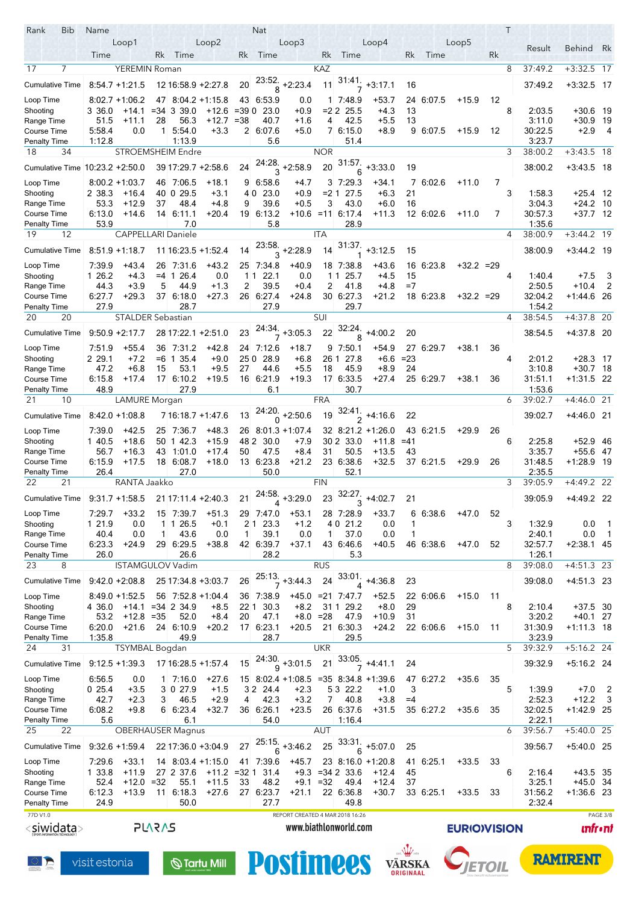| Rank | Bib | Name | | | | | | | | | | Nat | | | | | | | T | Result | Behind | Rk |
|---|---|---|---|---|---|---|---|---|---|---|---|---|---|---|---|---|---|---|---|---|---|---|
| | | Loop1 | | | Loop2 | | | Loop3 | | | Loop4 | | | Loop5 | | | | | | | | |
| | | Time | | Rk | Time | | Rk | Time | | Rk | Time | | Rk | Time | | Rk | | | | | | |
| 17 | 7 | YEREMIN Roman | | | | | | | | | | KAZ | | | | | | | 8 | 37:49.2 | +3:32.5 | 17 |
| Cumulative Time | | 8:54.7 | +1:21.5 | 12 | 16:58.9 | +2:27.8 | 20 | 23:52.8 | +2:23.4 | 11 | 31:41.7 | +3:17.1 | 16 | | | | | | | 37:49.2 | +3:32.5 | 17 |
| Loop Time | | 8:02.7 | +1:06.2 | 47 | 8:04.2 | +1:15.8 | 43 | 6:53.9 | 0.0 | 1 | 7:48.9 | +53.7 | 24 | 6:07.5 | +15.9 | 12 | | | | | | |
| Shooting | | 3 36.0 | +14.1 | =34 | 3 39.0 | +12.6 | =39 | 0 23.0 | +0.9 | =2 | 2 25.5 | +4.3 | 13 | | | | | | 8 | 2:03.5 | +30.6 | 19 |
| Range Time | | 51.5 | +11.1 | 28 | 56.3 | +12.7 | =38 | 40.7 | +1.6 | 4 | 42.5 | +5.5 | 13 | | | | | | | 3:11.0 | +30.9 | 19 |
| Course Time | | 5:58.4 | 0.0 | 1 | 5:54.0 | +3.3 | 2 | 6:07.6 | +5.0 | 7 | 6:15.0 | +8.9 | 9 | 6:07.5 | +15.9 | 12 | | | | 30:22.5 | +2.9 | 4 |
| Penalty Time | | 1:12.8 | | | 1:13.9 | | | 5.6 | | | 51.4 | | | | | | | | | 3:23.7 | | |
| 18 | 34 | STROEMSHEIM Endre | | | | | | | | | | NOR | | | | | | | 3 | 38:00.2 | +3:43.5 | 18 |
| Cumulative Time | | 10:23.2 | +2:50.0 | 39 | 17:29.7 | +2:58.6 | 24 | 24:28.3 | +2:58.9 | 20 | 31:57.6 | +3:33.0 | 19 | | | | | | | 38:00.2 | +3:43.5 | 18 |
| Loop Time | | 8:00.2 | +1:03.7 | 46 | 7:06.5 | +18.1 | 9 | 6:58.6 | +4.7 | 3 | 7:29.3 | +34.1 | 7 | 6:02.6 | +11.0 | 7 | | | | | | |
| Shooting | | 2 38.3 | +16.4 | 40 | 0 29.5 | +3.1 | 4 | 0 23.0 | +0.9 | =2 | 1 27.5 | +6.3 | 21 | | | | | | 3 | 1:58.3 | +25.4 | 12 |
| Range Time | | 53.3 | +12.9 | 37 | 48.4 | +4.8 | 9 | 39.6 | +0.5 | 3 | 43.0 | +6.0 | 16 | | | | | | | 3:04.3 | +24.2 | 10 |
| Course Time | | 6:13.0 | +14.6 | 14 | 6:11.1 | +20.4 | 19 | 6:13.2 | +10.6 | =11 | 6:17.4 | +11.3 | 12 | 6:02.6 | +11.0 | 7 | | | | 30:57.3 | +37.7 | 12 |
| Penalty Time | | 53.9 | | | 7.0 | | | 5.8 | | | 28.9 | | | | | | | | | 1:35.6 | | |
| 19 | 12 | CAPPELLARI Daniele | | | | | | | | | | ITA | | | | | | | 4 | 38:00.9 | +3:44.2 | 19 |
| Cumulative Time | | 8:51.9 | +1:18.7 | 11 | 16:23.5 | +1:52.4 | 14 | 23:58.3 | +2:28.9 | 14 | 31:37.1 | +3:12.5 | 15 | | | | | | | 38:00.9 | +3:44.2 | 19 |
| Loop Time | | 7:39.9 | +43.4 | 26 | 7:31.6 | +43.2 | 25 | 7:34.8 | +40.9 | 18 | 7:38.8 | +43.6 | 16 | 6:23.8 | +32.2 | =29 | | | | | | |
| Shooting | | 1 26.2 | +4.3 | =4 | 1 26.4 | 0.0 | 1 | 1 22.1 | 0.0 | 1 | 1 25.7 | +4.5 | 15 | | | | | | 4 | 1:40.4 | +7.5 | 3 |
| Range Time | | 44.3 | +3.9 | 5 | 44.9 | +1.3 | 2 | 39.5 | +0.4 | 2 | 41.8 | +4.8 | =7 | | | | | | | 2:50.5 | +10.4 | 2 |
| Course Time | | 6:27.7 | +29.3 | 37 | 6:18.0 | +27.3 | 26 | 6:27.4 | +24.8 | 30 | 6:27.3 | +21.2 | 18 | 6:23.8 | +32.2 | =29 | | | | 32:04.2 | +1:44.6 | 26 |
| Penalty Time | | 27.9 | | | 28.7 | | | 27.9 | | | 29.7 | | | | | | | | | 1:54.2 | | |
| 20 | 20 | STALDER Sebastian | | | | | | | | | | SUI | | | | | | | 4 | 38:54.5 | +4:37.8 | 20 |
| Cumulative Time | | 9:50.9 | +2:17.7 | 28 | 17:22.1 | +2:51.0 | 23 | 24:34.7 | +3:05.3 | 22 | 32:24.8 | +4:00.2 | 20 | | | | | | | 38:54.5 | +4:37.8 | 20 |
| Loop Time | | 7:51.9 | +55.4 | 36 | 7:31.2 | +42.8 | 24 | 7:12.6 | +18.7 | 9 | 7:50.1 | +54.9 | 27 | 6:29.7 | +38.1 | 36 | | | | | | |
| Shooting | | 2 29.1 | +7.2 | =6 | 1 35.4 | +9.0 | 25 | 0 28.9 | +6.8 | 26 | 1 27.8 | +6.6 | =23 | | | | | | 4 | 2:01.2 | +28.3 | 17 |
| Range Time | | 47.2 | +6.8 | 15 | 53.1 | +9.5 | 27 | 44.6 | +5.5 | 18 | 45.9 | +8.9 | 24 | | | | | | | 3:10.8 | +30.7 | 18 |
| Course Time | | 6:15.8 | +17.4 | 17 | 6:10.2 | +19.5 | 16 | 6:21.9 | +19.3 | 17 | 6:33.5 | +27.4 | 25 | 6:29.7 | +38.1 | 36 | | | | 31:51.1 | +1:31.5 | 22 |
| Penalty Time | | 48.9 | | | 27.9 | | | 6.1 | | | 30.7 | | | | | | | | | 1:53.6 | | |
| 21 | 10 | LAMURE Morgan | | | | | | | | | | FRA | | | | | | | 6 | 39:02.7 | +4:46.0 | 21 |
| Cumulative Time | | 8:42.0 | +1:08.8 | 7 | 16:18.7 | +1:47.6 | 13 | 24:20.0 | +2:50.6 | 19 | 32:41.2 | +4:16.6 | 22 | | | | | | | 39:02.7 | +4:46.0 | 21 |
| Loop Time | | 7:39.0 | +42.5 | 25 | 7:36.7 | +48.3 | 26 | 8:01.3 | +1:07.4 | 32 | 8:21.2 | +1:26.0 | 43 | 6:21.5 | +29.9 | 26 | | | | | | |
| Shooting | | 1 40.5 | +18.6 | 50 | 1 42.3 | +15.9 | 48 | 2 30.0 | +7.9 | 30 | 2 33.0 | +11.8 | =41 | | | | | | 6 | 2:25.8 | +52.9 | 46 |
| Range Time | | 56.7 | +16.3 | 43 | 1:01.0 | +17.4 | 50 | 47.5 | +8.4 | 31 | 50.5 | +13.5 | 43 | | | | | | | 3:35.7 | +55.6 | 47 |
| Course Time | | 6:15.9 | +17.5 | 18 | 6:08.7 | +18.0 | 13 | 6:23.8 | +21.2 | 23 | 6:38.6 | +32.5 | 37 | 6:21.5 | +29.9 | 26 | | | | 31:48.5 | +1:28.9 | 19 |
| Penalty Time | | 26.4 | | | 27.0 | | | 50.0 | | | 52.1 | | | | | | | | | 2:35.5 | | |
| 22 | 21 | RANTA Jaakko | | | | | | | | | | FIN | | | | | | | 3 | 39:05.9 | +4:49.2 | 22 |
| Cumulative Time | | 9:31.7 | +1:58.5 | 21 | 17:11.4 | +2:40.3 | 21 | 24:58.4 | +3:29.0 | 23 | 32:27.3 | +4:02.7 | 21 | | | | | | | 39:05.9 | +4:49.2 | 22 |
| Loop Time | | 7:29.7 | +33.2 | 15 | 7:39.7 | +51.3 | 29 | 7:47.0 | +53.1 | 28 | 7:28.9 | +33.7 | 6 | 6:38.6 | +47.0 | 52 | | | | | | |
| Shooting | | 1 21.9 | 0.0 | 1 | 1 26.5 | +0.1 | 2 | 1 23.3 | +1.2 | 4 | 0 21.2 | 0.0 | 1 | | | | | | 3 | 1:32.9 | 0.0 | 1 |
| Range Time | | 40.4 | 0.0 | 1 | 43.6 | 0.0 | 1 | 39.1 | 0.0 | 1 | 37.0 | 0.0 | 1 | | | | | | | 2:40.1 | 0.0 | 1 |
| Course Time | | 6:23.3 | +24.9 | 29 | 6:29.5 | +38.8 | 42 | 6:39.7 | +37.1 | 43 | 6:46.6 | +40.5 | 46 | 6:38.6 | +47.0 | 52 | | | | 32:57.7 | +2:38.1 | 45 |
| Penalty Time | | 26.0 | | | 26.6 | | | 28.2 | | | 5.3 | | | | | | | | | 1:26.1 | | |
| 23 | 8 | ISTAMGULOV Vadim | | | | | | | | | | RUS | | | | | | | 8 | 39:08.0 | +4:51.3 | 23 |
| Cumulative Time | | 9:42.0 | +2:08.8 | 25 | 17:34.8 | +3:03.7 | 26 | 25:13.7 | +3:44.3 | 24 | 33:01.4 | +4:36.8 | 23 | | | | | | | 39:08.0 | +4:51.3 | 23 |
| Loop Time | | 8:49.0 | +1:52.5 | 56 | 7:52.8 | +1:04.4 | 36 | 7:38.9 | +45.0 | =21 | 7:47.7 | +52.5 | 22 | 6:06.6 | +15.0 | 11 | | | | | | |
| Shooting | | 4 36.0 | +14.1 | =34 | 2 34.9 | +8.5 | 22 | 1 30.3 | +8.2 | 31 | 1 29.2 | +8.0 | 29 | | | | | | 8 | 2:10.4 | +37.5 | 30 |
| Range Time | | 53.2 | +12.8 | =35 | 52.0 | +8.4 | 20 | 47.1 | +8.0 | =28 | 47.9 | +10.9 | 31 | | | | | | | 3:20.2 | +40.1 | 27 |
| Course Time | | 6:20.0 | +21.6 | 24 | 6:10.9 | +20.2 | 17 | 6:23.1 | +20.5 | 21 | 6:30.3 | +24.2 | 22 | 6:06.6 | +15.0 | 11 | | | | 31:30.9 | +1:11.3 | 18 |
| Penalty Time | | 1:35.8 | | | 49.9 | | | 28.7 | | | 29.5 | | | | | | | | | 3:23.9 | | |
| 24 | 31 | TSYMBAL Bogdan | | | | | | | | | | UKR | | | | | | | 5 | 39:32.9 | +5:16.2 | 24 |
| Cumulative Time | | 9:12.5 | +1:39.3 | 17 | 16:28.5 | +1:57.4 | 15 | 24:30.9 | +3:01.5 | 21 | 33:05.7 | +4:41.1 | 24 | | | | | | | 39:32.9 | +5:16.2 | 24 |
| Loop Time | | 6:56.5 | 0.0 | 1 | 7:16.0 | +27.6 | 15 | 8:02.4 | +1:08.5 | =35 | 8:34.8 | +1:39.6 | 47 | 6:27.2 | +35.6 | 35 | | | | | | |
| Shooting | | 0 25.4 | +3.5 | 3 | 0 27.9 | +1.5 | 3 | 2 24.4 | +2.3 | 5 | 3 22.2 | +1.0 | 3 | | | | | | 5 | 1:39.9 | +7.0 | 2 |
| Range Time | | 42.7 | +2.3 | 3 | 46.5 | +2.9 | 4 | 42.3 | +3.2 | 7 | 40.8 | +3.8 | =4 | | | | | | | 2:52.3 | +12.2 | 3 |
| Course Time | | 6:08.2 | +9.8 | 6 | 6:23.4 | +32.7 | 36 | 6:26.1 | +23.5 | 26 | 6:37.6 | +31.5 | 35 | 6:27.2 | +35.6 | 35 | | | | 32:02.5 | +1:42.9 | 25 |
| Penalty Time | | 5.6 | | | 6.1 | | | 54.0 | | | 1:16.4 | | | | | | | | | 2:22.1 | | |
| 25 | 22 | OBERHAUSER Magnus | | | | | | | | | | AUT | | | | | | | 6 | 39:56.7 | +5:40.0 | 25 |
| Cumulative Time | | 9:32.6 | +1:59.4 | 22 | 17:36.0 | +3:04.9 | 27 | 25:15.6 | +3:46.2 | 25 | 33:31.6 | +5:07.0 | 25 | | | | | | | 39:56.7 | +5:40.0 | 25 |
| Loop Time | | 7:29.6 | +33.1 | 14 | 8:03.4 | +1:15.0 | 41 | 7:39.6 | +45.7 | 23 | 8:16.0 | +1:20.8 | 41 | 6:25.1 | +33.5 | 33 | | | | | | |
| Shooting | | 1 33.8 | +11.9 | 27 | 2 37.6 | +11.2 | =32 | 1 31.4 | +9.3 | =34 | 2 33.6 | +12.4 | 45 | | | | | | 6 | 2:16.4 | +43.5 | 35 |
| Range Time | | 52.4 | +12.0 | =32 | 55.1 | +11.5 | 33 | 48.2 | +9.1 | =32 | 49.4 | +12.4 | 37 | | | | | | | 3:25.1 | +45.0 | 34 |
| Course Time | | 6:12.3 | +13.9 | 11 | 6:18.3 | +27.6 | 27 | 6:23.7 | +21.1 | 22 | 6:36.8 | +30.7 | 33 | 6:25.1 | +33.5 | 33 | | | | 31:56.2 | +1:36.6 | 23 |
| Penalty Time | | 24.9 | | | 50.0 | | | 27.7 | | | 49.8 | | | | | | | | | 2:32.4 | | |

77D V1.0 — REPORT CREATED 4 MAR 2018 16:26

siwidata — PLARAS — www.biathlonworld.com — EUROVISION — infront

visit estonia — Tartu Mill — Postimees — VÄRSKA ORIGINAAL — JETOIL — RAMIRENT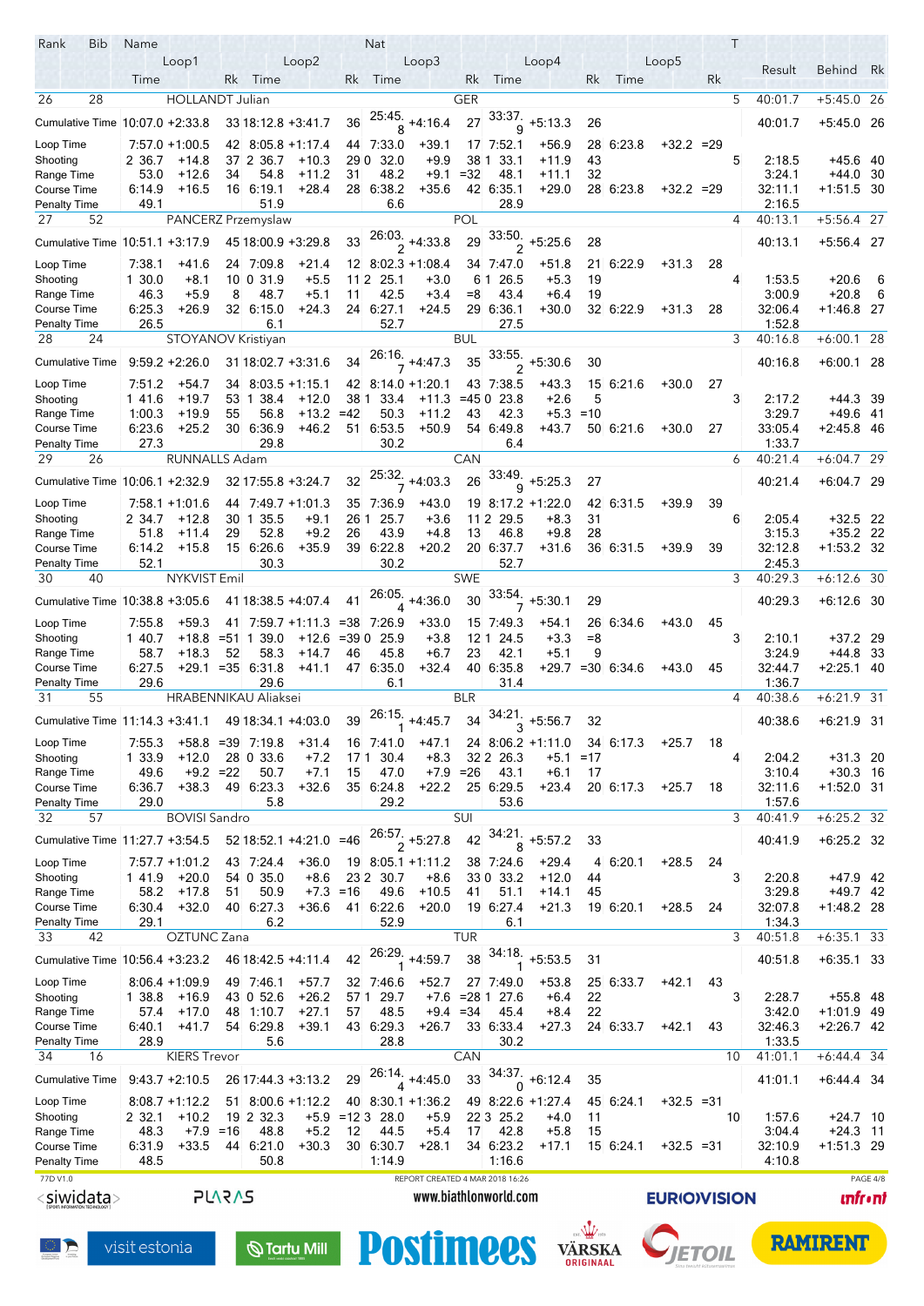| Rank | Bib | Name | | | | | | | | | | | | | | Nat | | | | | | | | | T | Result | Behind | Rk |
|---|---|---|---|---|---|---|---|---|---|---|---|---|---|---|---|---|---|---|---|---|---|---|---|---|---|---|---|---|
| | | Loop1 | | | | Loop2 | | | | Loop3 | | | | Loop4 | | | | Loop5 | | | | | | | | | | |
| | | Time | | | Rk | Time | | | Rk | Time | | | Rk | Time | | | Rk | Time | | | Rk | | | | | | | |

| | Loop1 | | Rk | Loop2 | | Rk | Loop3 | | Rk | Loop4 | | Rk | Loop5 | | Rk | T | Result | Behind | Rk |
|---|---|---|---|---|---|---|---|---|---|---|---|---|---|---|---|---|---|---|---|
| **26 / 28 HOLLANDT Julian (GER)** | | | | | | | | | | | | | | | | 5 | 40:01.7 | +5:45.0 | 26 |
| Cumulative Time | 10:07.0 | +2:33.8 | 33 | 18:12.8 | +3:41.7 | 36 | 25:45.8 | +4:16.4 | 27 | 33:37.9 | +5:13.3 | 26 | | | | | 40:01.7 | +5:45.0 | 26 |
| Loop Time | 7:57.0 | +1:00.5 | 42 | 8:05.8 | +1:17.4 | 44 | 7:33.0 | +39.1 | 17 | 7:52.1 | +56.9 | 28 | 6:23.8 | +32.2 | =29 | | | | |
| Shooting | 2 36.7 | +14.8 | 37 | 2 36.7 | +10.3 | 29 | 0 32.0 | +9.9 | 38 | 1 33.1 | +11.9 | 43 | | | | 5 | 2:18.5 | +45.6 | 40 |
| Range Time | 53.0 | +12.6 | 34 | 54.8 | +11.2 | 31 | 48.2 | +9.1 | =32 | 48.1 | +11.1 | 32 | | | | | 3:24.1 | +44.0 | 30 |
| Course Time | 6:14.9 | +16.5 | 16 | 6:19.1 | +28.4 | 28 | 6:38.2 | +35.6 | 42 | 6:35.1 | +29.0 | 28 | 6:23.8 | +32.2 | =29 | | 32:11.1 | +1:51.5 | 30 |
| Penalty Time | 49.1 | | | 51.9 | | | 6.6 | | | 28.9 | | | | | | | 2:16.5 | | |
| **27 / 52 PANCERZ Przemyslaw (POL)** | | | | | | | | | | | | | | | | 4 | 40:13.1 | +5:56.4 | 27 |
| Cumulative Time | 10:51.1 | +3:17.9 | 45 | 18:00.9 | +3:29.8 | 33 | 26:03.2 | +4:33.8 | 29 | 33:50.2 | +5:25.6 | 28 | | | | | 40:13.1 | +5:56.4 | 27 |
| Loop Time | 7:38.1 | +41.6 | 24 | 7:09.8 | +21.4 | 12 | 8:02.3 | +1:08.4 | 34 | 7:47.0 | +51.8 | 21 | 6:22.9 | +31.3 | 28 | | | | |
| Shooting | 1 30.0 | +8.1 | 10 | 0 31.9 | +5.5 | 11 | 2 25.1 | +3.0 | 6 | 1 26.5 | +5.3 | 19 | | | | 4 | 1:53.5 | +20.6 | 6 |
| Range Time | 46.3 | +5.9 | 8 | 48.7 | +5.1 | 11 | 42.5 | +3.4 | =8 | 43.4 | +6.4 | 19 | | | | | 3:00.9 | +20.8 | 6 |
| Course Time | 6:25.3 | +26.9 | 32 | 6:15.0 | +24.3 | 24 | 6:27.1 | +24.5 | 29 | 6:36.1 | +30.0 | 32 | 6:22.9 | +31.3 | 28 | | 32:06.4 | +1:46.8 | 27 |
| Penalty Time | 26.5 | | | 6.1 | | | 52.7 | | | 27.5 | | | | | | | 1:52.8 | | |
| **28 / 24 STOYANOV Kristiyan (BUL)** | | | | | | | | | | | | | | | | 3 | 40:16.8 | +6:00.1 | 28 |
| Cumulative Time | 9:59.2 | +2:26.0 | 31 | 18:02.7 | +3:31.6 | 34 | 26:16.7 | +4:47.3 | 35 | 33:55.2 | +5:30.6 | 30 | | | | | 40:16.8 | +6:00.1 | 28 |
| Loop Time | 7:51.2 | +54.7 | 34 | 8:03.5 | +1:15.1 | 42 | 8:14.0 | +1:20.1 | 43 | 7:38.5 | +43.3 | 15 | 6:21.6 | +30.0 | 27 | | | | |
| Shooting | 1 41.6 | +19.7 | 53 | 1 38.4 | +12.0 | 38 | 1 33.4 | +11.3 | =45 | 0 23.8 | +2.6 | 5 | | | | 3 | 2:17.2 | +44.3 | 39 |
| Range Time | 1:00.3 | +19.9 | 55 | 56.8 | +13.2 | =42 | 50.3 | +11.2 | 43 | 42.3 | +5.3 | =10 | | | | | 3:29.7 | +49.6 | 41 |
| Course Time | 6:23.6 | +25.2 | 30 | 6:36.9 | +46.2 | 51 | 6:53.5 | +50.9 | 54 | 6:49.8 | +43.7 | 50 | 6:21.6 | +30.0 | 27 | | 33:05.4 | +2:45.8 | 46 |
| Penalty Time | 27.3 | | | 29.8 | | | 30.2 | | | 6.4 | | | | | | | 1:33.7 | | |
| **29 / 26 RUNNALLS Adam (CAN)** | | | | | | | | | | | | | | | | 6 | 40:21.4 | +6:04.7 | 29 |
| Cumulative Time | 10:06.1 | +2:32.9 | 32 | 17:55.8 | +3:24.7 | 32 | 25:32.7 | +4:03.3 | 26 | 33:49.9 | +5:25.3 | 27 | | | | | 40:21.4 | +6:04.7 | 29 |
| Loop Time | 7:58.1 | +1:01.6 | 44 | 7:49.7 | +1:01.3 | 35 | 7:36.9 | +43.0 | 19 | 8:17.2 | +1:22.0 | 42 | 6:31.5 | +39.9 | 39 | | | | |
| Shooting | 2 34.7 | +12.8 | 30 | 1 35.5 | +9.1 | 26 | 1 25.7 | +3.6 | 11 | 2 29.5 | +8.3 | 31 | | | | 6 | 2:05.4 | +32.5 | 22 |
| Range Time | 51.8 | +11.4 | 29 | 52.8 | +9.2 | 26 | 43.9 | +4.8 | 13 | 46.8 | +9.8 | 28 | | | | | 3:15.3 | +35.2 | 22 |
| Course Time | 6:14.2 | +15.8 | 15 | 6:26.6 | +35.9 | 39 | 6:22.8 | +20.2 | 20 | 6:37.7 | +31.6 | 36 | 6:31.5 | +39.9 | 39 | | 32:12.8 | +1:53.2 | 32 |
| Penalty Time | 52.1 | | | 30.3 | | | 30.2 | | | 52.7 | | | | | | | 2:45.3 | | |
| **30 / 40 NYKVIST Emil (SWE)** | | | | | | | | | | | | | | | | 3 | 40:29.3 | +6:12.6 | 30 |
| Cumulative Time | 10:38.8 | +3:05.6 | 41 | 18:38.5 | +4:07.4 | 41 | 26:05.4 | +4:36.0 | 30 | 33:54.7 | +5:30.1 | 29 | | | | | 40:29.3 | +6:12.6 | 30 |
| Loop Time | 7:55.8 | +59.3 | 41 | 7:59.7 | +1:11.3 | =38 | 7:26.9 | +33.0 | 15 | 7:49.3 | +54.1 | 26 | 6:34.6 | +43.0 | 45 | | | | |
| Shooting | 1 40.7 | +18.8 | =51 | 1 39.0 | +12.6 | =39 | 0 25.9 | +3.8 | 12 | 1 24.5 | +3.3 | =8 | | | | 3 | 2:10.1 | +37.2 | 29 |
| Range Time | 58.7 | +18.3 | 52 | 58.3 | +14.7 | 46 | 45.8 | +6.7 | 23 | 42.1 | +5.1 | 9 | | | | | 3:24.9 | +44.8 | 33 |
| Course Time | 6:27.5 | +29.1 | =35 | 6:31.8 | +41.1 | 47 | 6:35.0 | +32.4 | 40 | 6:35.8 | +29.7 | =30 | 6:34.6 | +43.0 | 45 | | 32:44.7 | +2:25.1 | 40 |
| Penalty Time | 29.6 | | | 29.6 | | | 6.1 | | | 31.4 | | | | | | | 1:36.7 | | |
| **31 / 55 HRABENNIKAU Aliaksei (BLR)** | | | | | | | | | | | | | | | | 4 | 40:38.6 | +6:21.9 | 31 |
| Cumulative Time | 11:14.3 | +3:41.1 | 49 | 18:34.1 | +4:03.0 | 39 | 26:15.1 | +4:45.7 | 34 | 34:21.3 | +5:56.7 | 32 | | | | | 40:38.6 | +6:21.9 | 31 |
| Loop Time | 7:55.3 | +58.8 | =39 | 7:19.8 | +31.4 | 16 | 7:41.0 | +47.1 | 24 | 8:06.2 | +1:11.0 | 34 | 6:17.3 | +25.7 | 18 | | | | |
| Shooting | 1 33.9 | +12.0 | 28 | 0 33.6 | +7.2 | 17 | 1 30.4 | +8.3 | 32 | 2 26.3 | +5.1 | =17 | | | | 4 | 2:04.2 | +31.3 | 20 |
| Range Time | 49.6 | +9.2 | =22 | 50.7 | +7.1 | 15 | 47.0 | +7.9 | =26 | 43.1 | +6.1 | 17 | | | | | 3:10.4 | +30.3 | 16 |
| Course Time | 6:36.7 | +38.3 | 49 | 6:23.3 | +32.6 | 35 | 6:24.8 | +22.2 | 25 | 6:29.5 | +23.4 | 20 | 6:17.3 | +25.7 | 18 | | 32:11.6 | +1:52.0 | 31 |
| Penalty Time | 29.0 | | | 5.8 | | | 29.2 | | | 53.6 | | | | | | | 1:57.6 | | |
| **32 / 57 BOVISI Sandro (SUI)** | | | | | | | | | | | | | | | | 3 | 40:41.9 | +6:25.2 | 32 |
| Cumulative Time | 11:27.7 | +3:54.5 | 52 | 18:52.1 | +4:21.0 | =46 | 26:57.2 | +5:27.8 | 42 | 34:21.8 | +5:57.2 | 33 | | | | | 40:41.9 | +6:25.2 | 32 |
| Loop Time | 7:57.7 | +1:01.2 | 43 | 7:24.4 | +36.0 | 19 | 8:05.1 | +1:11.2 | 38 | 7:24.6 | +29.4 | 4 | 6:20.1 | +28.5 | 24 | | | | |
| Shooting | 1 41.9 | +20.0 | 54 | 0 35.0 | +8.6 | 23 | 2 30.7 | +8.6 | 33 | 0 33.2 | +12.0 | 44 | | | | 3 | 2:20.8 | +47.9 | 42 |
| Range Time | 58.2 | +17.8 | 51 | 50.9 | +7.3 | =16 | 49.6 | +10.5 | 41 | 51.1 | +14.1 | 45 | | | | | 3:29.8 | +49.7 | 42 |
| Course Time | 6:30.4 | +32.0 | 40 | 6:27.3 | +36.6 | 41 | 6:22.6 | +20.0 | 19 | 6:27.4 | +21.3 | 19 | 6:20.1 | +28.5 | 24 | | 32:07.8 | +1:48.2 | 28 |
| Penalty Time | 29.1 | | | 6.2 | | | 52.9 | | | 6.1 | | | | | | | 1:34.3 | | |
| **33 / 42 OZTUNC Zana (TUR)** | | | | | | | | | | | | | | | | 3 | 40:51.8 | +6:35.1 | 33 |
| Cumulative Time | 10:56.4 | +3:23.2 | 46 | 18:42.5 | +4:11.4 | 42 | 26:29.1 | +4:59.7 | 38 | 34:18.1 | +5:53.5 | 31 | | | | | 40:51.8 | +6:35.1 | 33 |
| Loop Time | 8:06.4 | +1:09.9 | 49 | 7:46.1 | +57.7 | 32 | 7:46.6 | +52.7 | 27 | 7:49.0 | +53.8 | 25 | 6:33.7 | +42.1 | 43 | | | | |
| Shooting | 1 38.8 | +16.9 | 43 | 0 52.6 | +26.2 | 57 | 1 29.7 | +7.6 | =28 | 1 27.6 | +6.4 | 22 | | | | 3 | 2:28.7 | +55.8 | 48 |
| Range Time | 57.4 | +17.0 | 48 | 1:10.7 | +27.1 | 57 | 48.5 | +9.4 | =34 | 45.4 | +8.4 | 22 | | | | | 3:42.0 | +1:01.9 | 49 |
| Course Time | 6:40.1 | +41.7 | 54 | 6:29.8 | +39.1 | 43 | 6:29.3 | +26.7 | 33 | 6:33.4 | +27.3 | 24 | 6:33.7 | +42.1 | 43 | | 32:46.3 | +2:26.7 | 42 |
| Penalty Time | 28.9 | | | 5.6 | | | 28.8 | | | 30.2 | | | | | | | 1:33.5 | | |
| **34 / 16 KIERS Trevor (CAN)** | | | | | | | | | | | | | | | | 10 | 41:01.1 | +6:44.4 | 34 |
| Cumulative Time | 9:43.7 | +2:10.5 | 26 | 17:44.3 | +3:13.2 | 29 | 26:14.4 | +4:45.0 | 33 | 34:37.0 | +6:12.4 | 35 | | | | | 41:01.1 | +6:44.4 | 34 |
| Loop Time | 8:08.7 | +1:12.2 | 51 | 8:00.6 | +1:12.2 | 40 | 8:30.1 | +1:36.2 | 49 | 8:22.6 | +1:27.4 | 45 | 6:24.1 | +32.5 | =31 | | | | |
| Shooting | 2 32.1 | +10.2 | 19 | 2 32.3 | +5.9 | =12 | 3 28.0 | +5.9 | 22 | 3 25.2 | +4.0 | 11 | | | | 10 | 1:57.6 | +24.7 | 10 |
| Range Time | 48.3 | +7.9 | =16 | 48.8 | +5.2 | 12 | 44.5 | +5.4 | 17 | 42.8 | +5.8 | 15 | | | | | 3:04.4 | +24.3 | 11 |
| Course Time | 6:31.9 | +33.5 | 44 | 6:21.0 | +30.3 | 30 | 6:30.7 | +28.1 | 34 | 6:23.2 | +17.1 | 15 | 6:24.1 | +32.5 | =31 | | 32:10.9 | +1:51.3 | 29 |
| Penalty Time | 48.5 | | | 50.8 | | | 1:14.9 | | | 1:16.6 | | | | | | | 4:10.8 | | |

77D V1.0 — REPORT CREATED 4 MAR 2018 16:26

www.biathlonworld.com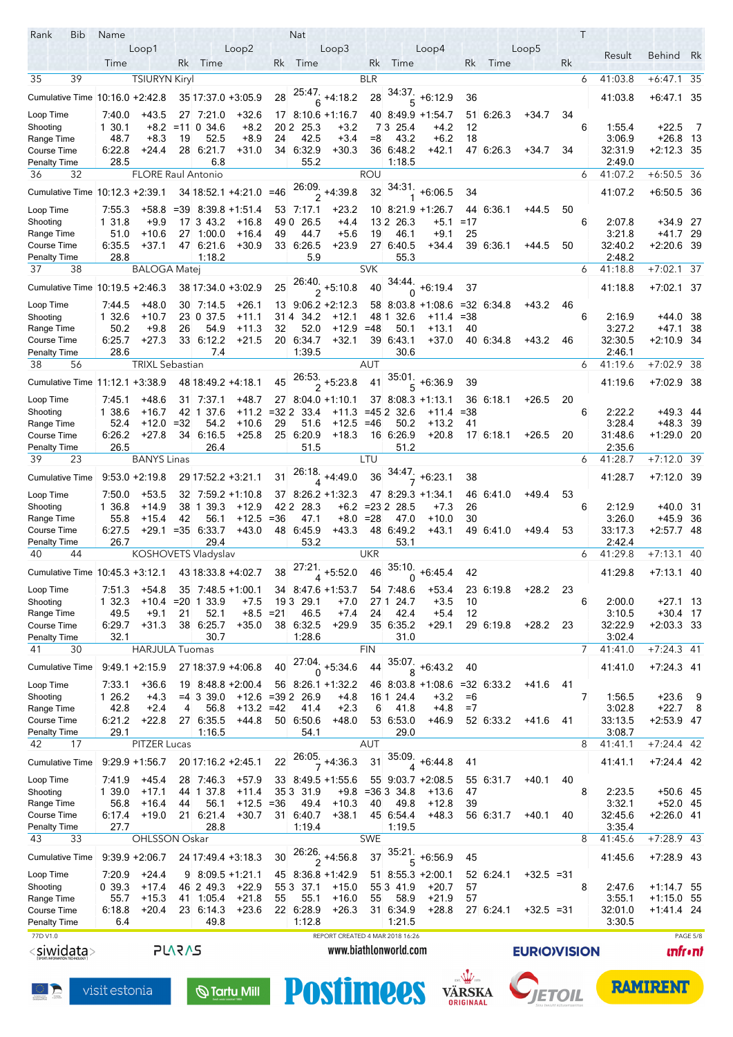| Rank Bib Name | Loop1 | | | Loop2 | | | Loop3 | | Nat | Loop4 | | | Loop5 | | | T | Result | Behind | Rk |
|---|---|---|---|---|---|---|---|---|---|---|---|---|---|---|---|---|---|---|---|
| | Time | | Rk | Time | | Rk | Time | | Rk | Time | | Rk | Time | | Rk | | | | |
| 35 | 39 | TSIURYN Kiryl | | | | | | | BLR | | | | | | | 6 | 41:03.8 | +6:47.1 | 35 |
| Cumulative Time | 10:16.0 | +2:42.8 | 35 | 17:37.0 | +3:05.9 | 28 | 25:47.6 | +4:18.2 | 28 | 34:37.5 | +6:12.9 | 36 | | | | | 41:03.8 | +6:47.1 | 35 |
| Loop Time | 7:40.0 | +43.5 | 27 | 7:21.0 | +32.6 | 17 | 8:10.6 | +1:16.7 | 40 | 8:49.9 | +1:54.7 | 51 | 6:26.3 | +34.7 | 34 | | | | |
| Shooting | 1 30.1 | +8.2 | =11 | 0 34.6 | +8.2 | 20 | 2 25.3 | +3.2 | 7 | 3 25.4 | +4.2 | 12 | | | | 6 | 1:55.4 | +22.5 | 7 |
| Range Time | 48.7 | +8.3 | 19 | 52.5 | +8.9 | 24 | 42.5 | +3.4 | =8 | 43.2 | +6.2 | 18 | | | | | 3:06.9 | +26.8 | 13 |
| Course Time | 6:22.8 | +24.4 | 28 | 6:21.7 | +31.0 | 34 | 6:32.9 | +30.3 | 36 | 6:48.2 | +42.1 | 47 | 6:26.3 | +34.7 | 34 | | 32:31.9 | +2:12.3 | 35 |
| Penalty Time | 28.5 | | | 6.8 | | | 55.2 | | | 1:18.5 | | | | | | | 2:49.0 | | |
| 36 | 32 | FLORE Raul Antonio | | | | | | | ROU | | | | | | | 6 | 41:07.2 | +6:50.5 | 36 |
| Cumulative Time | 10:12.3 | +2:39.1 | 34 | 18:52.1 | +4:21.0 | =46 | 26:09.2 | +4:39.8 | 32 | 34:31.1 | +6:06.5 | 34 | | | | | 41:07.2 | +6:50.5 | 36 |
| Loop Time | 7:55.3 | +58.8 | =39 | 8:39.8 | +1:51.4 | 53 | 7:17.1 | +23.2 | 10 | 8:21.9 | +1:26.7 | 44 | 6:36.1 | +44.5 | 50 | | | | |
| Shooting | 1 31.8 | +9.9 | 17 | 3 43.2 | +16.8 | 49 | 0 26.5 | +4.4 | 13 | 2 26.3 | +5.1 | =17 | | | | 6 | 2:07.8 | +34.9 | 27 |
| Range Time | 51.0 | +10.6 | 27 | 1:00.0 | +16.4 | 49 | 44.7 | +5.6 | 19 | 46.1 | +9.1 | 25 | | | | | 3:21.8 | +41.7 | 29 |
| Course Time | 6:35.5 | +37.1 | 47 | 6:21.6 | +30.9 | 33 | 6:26.5 | +23.9 | 27 | 6:40.5 | +34.4 | 39 | 6:36.1 | +44.5 | 50 | | 32:40.2 | +2:20.6 | 39 |
| Penalty Time | 28.8 | | | 1:18.2 | | | 5.9 | | | 55.3 | | | | | | | 2:48.2 | | |
| 37 | 38 | BALOGA Matej | | | | | | | SVK | | | | | | | 6 | 41:18.8 | +7:02.1 | 37 |
| Cumulative Time | 10:19.5 | +2:46.3 | 38 | 17:34.0 | +3:02.9 | 25 | 26:40.2 | +5:10.8 | 40 | 34:44.0 | +6:19.4 | 37 | | | | | 41:18.8 | +7:02.1 | 37 |
| Loop Time | 7:44.5 | +48.0 | 30 | 7:14.5 | +26.1 | 13 | 9:06.2 | +2:12.3 | 58 | 8:03.8 | +1:08.6 | =32 | 6:34.8 | +43.2 | 46 | | | | |
| Shooting | 1 32.6 | +10.7 | 23 | 0 37.5 | +11.1 | 31 | 4 34.2 | +12.1 | 48 | 1 32.6 | +11.4 | =38 | | | | 6 | 2:16.9 | +44.0 | 38 |
| Range Time | 50.2 | +9.8 | 26 | 54.9 | +11.3 | 32 | 52.0 | +12.9 | =48 | 50.1 | +13.1 | 40 | | | | | 3:27.2 | +47.1 | 38 |
| Course Time | 6:25.7 | +27.3 | 33 | 6:12.2 | +21.5 | 20 | 6:34.7 | +32.1 | 39 | 6:43.1 | +37.0 | 40 | 6:34.8 | +43.2 | 46 | | 32:30.5 | +2:10.9 | 34 |
| Penalty Time | 28.6 | | | 7.4 | | | 1:39.5 | | | 30.6 | | | | | | | 2:46.1 | | |
| 38 | 56 | TRIXL Sebastian | | | | | | | AUT | | | | | | | 6 | 41:19.6 | +7:02.9 | 38 |
| Cumulative Time | 11:12.1 | +3:38.9 | 48 | 18:49.2 | +4:18.1 | 45 | 26:53.2 | +5:23.8 | 41 | 35:01.5 | +6:36.9 | 39 | | | | | 41:19.6 | +7:02.9 | 38 |
| Loop Time | 7:45.1 | +48.6 | 31 | 7:37.1 | +48.7 | 27 | 8:04.0 | +1:10.1 | 37 | 8:08.3 | +1:13.1 | 36 | 6:18.1 | +26.5 | 20 | | | | |
| Shooting | 1 38.6 | +16.7 | 42 | 1 37.6 | +11.2 | =32 | 2 33.4 | +11.3 | =45 | 2 32.6 | +11.4 | =38 | | | | 6 | 2:22.2 | +49.3 | 44 |
| Range Time | 52.4 | +12.0 | =32 | 54.2 | +10.6 | 29 | 51.6 | +12.5 | =46 | 50.2 | +13.2 | 41 | | | | | 3:28.4 | +48.3 | 39 |
| Course Time | 6:26.2 | +27.8 | 34 | 6:16.5 | +25.8 | 25 | 6:20.9 | +18.3 | 16 | 6:26.9 | +20.8 | 17 | 6:18.1 | +26.5 | 20 | | 31:48.6 | +1:29.0 | 20 |
| Penalty Time | 26.5 | | | 26.4 | | | 51.5 | | | 51.2 | | | | | | | 2:35.6 | | |
| 39 | 23 | BANYS Linas | | | | | | | LTU | | | | | | | 6 | 41:28.7 | +7:12.0 | 39 |
| Cumulative Time | 9:53.0 | +2:19.8 | 29 | 17:52.2 | +3:21.1 | 31 | 26:18.4 | +4:49.0 | 36 | 34:47.7 | +6:23.1 | 38 | | | | | 41:28.7 | +7:12.0 | 39 |
| Loop Time | 7:50.0 | +53.5 | 32 | 7:59.2 | +1:10.8 | 37 | 8:26.2 | +1:32.3 | 47 | 8:29.3 | +1:34.1 | 46 | 6:41.0 | +49.4 | 53 | | | | |
| Shooting | 1 36.8 | +14.9 | 38 | 1 39.3 | +12.9 | 42 | 2 28.3 | +6.2 | =23 | 2 28.5 | +7.3 | 26 | | | | 6 | 2:12.9 | +40.0 | 31 |
| Range Time | 55.8 | +15.4 | 42 | 56.1 | +12.5 | =36 | 47.1 | +8.0 | =28 | 47.0 | +10.0 | 30 | | | | | 3:26.0 | +45.9 | 36 |
| Course Time | 6:27.5 | +29.1 | =35 | 6:33.7 | +43.0 | 48 | 6:45.9 | +43.3 | 48 | 6:49.2 | +43.1 | 49 | 6:41.0 | +49.4 | 53 | | 33:17.3 | +2:57.7 | 48 |
| Penalty Time | 26.7 | | | 29.4 | | | 53.2 | | | 53.1 | | | | | | | 2:42.4 | | |
| 40 | 44 | KOSHOVETS Vladyslav | | | | | | | UKR | | | | | | | 6 | 41:29.8 | +7:13.1 | 40 |
| Cumulative Time | 10:45.3 | +3:12.1 | 43 | 18:33.8 | +4:02.7 | 38 | 27:21.4 | +5:52.0 | 46 | 35:10.0 | +6:45.4 | 42 | | | | | 41:29.8 | +7:13.1 | 40 |
| Loop Time | 7:51.3 | +54.8 | 35 | 7:48.5 | +1:00.1 | 34 | 8:47.6 | +1:53.7 | 54 | 7:48.6 | +53.4 | 23 | 6:19.8 | +28.2 | 23 | | | | |
| Shooting | 1 32.3 | +10.4 | =20 | 1 33.9 | +7.5 | 19 | 3 29.1 | +7.0 | 27 | 1 24.7 | +3.5 | 10 | | | | 6 | 2:00.0 | +27.1 | 13 |
| Range Time | 49.5 | +9.1 | 21 | 52.1 | +8.5 | =21 | 46.5 | +7.4 | 24 | 42.4 | +5.4 | 12 | | | | | 3:10.5 | +30.4 | 17 |
| Course Time | 6:29.7 | +31.3 | 38 | 6:25.7 | +35.0 | 38 | 6:32.5 | +29.9 | 35 | 6:35.2 | +29.1 | 29 | 6:19.8 | +28.2 | 23 | | 32:22.9 | +2:03.3 | 33 |
| Penalty Time | 32.1 | | | 30.7 | | | 1:28.6 | | | 31.0 | | | | | | | 3:02.4 | | |
| 41 | 30 | HARJULA Tuomas | | | | | | | FIN | | | | | | | 7 | 41:41.0 | +7:24.3 | 41 |
| Cumulative Time | 9:49.1 | +2:15.9 | 27 | 18:37.9 | +4:06.8 | 40 | 27:04.0 | +5:34.6 | 44 | 35:07.8 | +6:43.2 | 40 | | | | | 41:41.0 | +7:24.3 | 41 |
| Loop Time | 7:33.1 | +36.6 | 19 | 8:48.8 | +2:00.4 | 56 | 8:26.1 | +1:32.2 | 46 | 8:03.8 | +1:08.6 | =32 | 6:33.2 | +41.6 | 41 | | | | |
| Shooting | 1 26.2 | +4.3 | =4 | 3 39.0 | +12.6 | =39 | 2 26.9 | +4.8 | 16 | 1 24.4 | +3.2 | =6 | | | | 7 | 1:56.5 | +23.6 | 9 |
| Range Time | 42.8 | +2.4 | 4 | 56.8 | +13.2 | =42 | 41.4 | +2.3 | 6 | 41.8 | +4.8 | =7 | | | | | 3:02.8 | +22.7 | 8 |
| Course Time | 6:21.2 | +22.8 | 27 | 6:35.5 | +44.8 | 50 | 6:50.6 | +48.0 | 53 | 6:53.0 | +46.9 | 52 | 6:33.2 | +41.6 | 41 | | 33:13.5 | +2:53.9 | 47 |
| Penalty Time | 29.1 | | | 1:16.5 | | | 54.1 | | | 29.0 | | | | | | | 3:08.7 | | |
| 42 | 17 | PITZER Lucas | | | | | | | AUT | | | | | | | 8 | 41:41.1 | +7:24.4 | 42 |
| Cumulative Time | 9:29.9 | +1:56.7 | 20 | 17:16.2 | +2:45.1 | 22 | 26:05.7 | +4:36.3 | 31 | 35:09.4 | +6:44.8 | 41 | | | | | 41:41.1 | +7:24.4 | 42 |
| Loop Time | 7:41.9 | +45.4 | 28 | 7:46.3 | +57.9 | 33 | 8:49.5 | +1:55.6 | 55 | 9:03.7 | +2:08.5 | 55 | 6:31.7 | +40.1 | 40 | | | | |
| Shooting | 1 39.0 | +17.1 | 44 | 1 37.8 | +11.4 | 35 | 3 31.9 | +9.8 | =36 | 3 34.8 | +13.6 | 47 | | | | 8 | 2:23.5 | +50.6 | 45 |
| Range Time | 56.8 | +16.4 | 44 | 56.1 | +12.5 | =36 | 49.4 | +10.3 | 40 | 49.8 | +12.8 | 39 | | | | | 3:32.1 | +52.0 | 45 |
| Course Time | 6:17.4 | +19.0 | 21 | 6:21.4 | +30.7 | 31 | 6:40.7 | +38.1 | 45 | 6:54.4 | +48.3 | 56 | 6:31.7 | +40.1 | 40 | | 32:45.6 | +2:26.0 | 41 |
| Penalty Time | 27.7 | | | 28.8 | | | 1:19.4 | | | 1:19.5 | | | | | | | 3:35.4 | | |
| 43 | 33 | OHLSSON Oskar | | | | | | | SWE | | | | | | | 8 | 41:45.6 | +7:28.9 | 43 |
| Cumulative Time | 9:39.9 | +2:06.7 | 24 | 17:49.4 | +3:18.3 | 30 | 26:26.2 | +4:56.8 | 37 | 35:21.5 | +6:56.9 | 45 | | | | | 41:45.6 | +7:28.9 | 43 |
| Loop Time | 7:20.9 | +24.4 | 9 | 8:09.5 | +1:21.1 | 45 | 8:36.8 | +1:42.9 | 51 | 8:55.3 | +2:00.1 | 52 | 6:24.1 | +32.5 | =31 | | | | |
| Shooting | 0 39.3 | +17.4 | 46 | 2 49.3 | +22.9 | 55 | 3 37.1 | +15.0 | 55 | 3 41.9 | +20.7 | 57 | | | | 8 | 2:47.6 | +1:14.7 | 55 |
| Range Time | 55.7 | +15.3 | 41 | 1:05.4 | +21.8 | 55 | 55.1 | +16.0 | 55 | 58.9 | +21.9 | 57 | | | | | 3:55.1 | +1:15.0 | 55 |
| Course Time | 6:18.8 | +20.4 | 23 | 6:14.3 | +23.6 | 22 | 6:28.9 | +26.3 | 31 | 6:34.9 | +28.8 | 27 | 6:24.1 | +32.5 | =31 | | 32:01.0 | +1:41.4 | 24 |
| Penalty Time | 6.4 | | | 49.8 | | | 1:12.8 | | | 1:21.5 | | | | | | | 3:30.5 | | |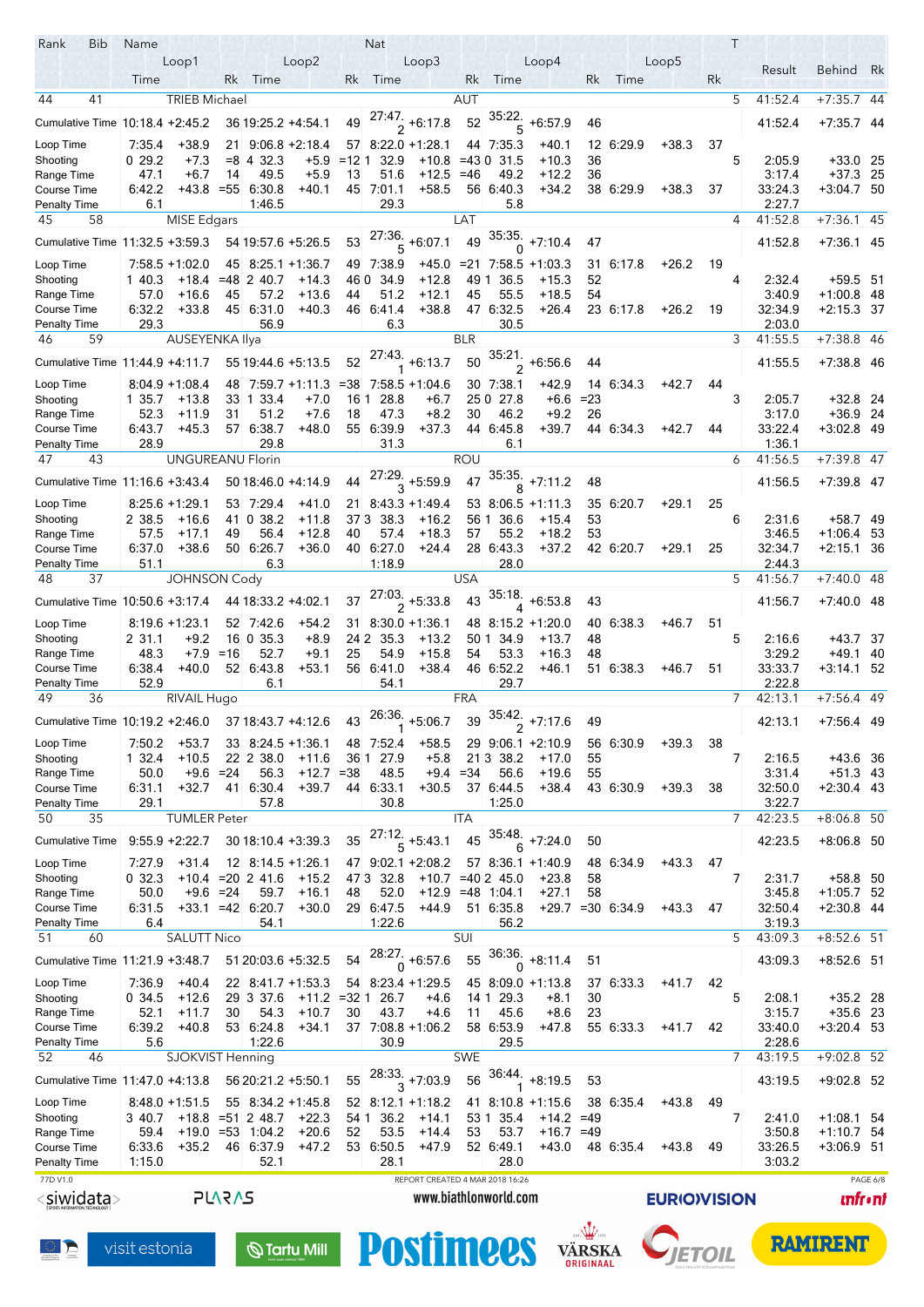| Rank / Bib / Name | Loop1 Time | | Rk | Loop2 Time | | Rk | Loop3 Time | | Rk | Loop4 Time | | Rk | Loop5 Time | | Rk | Nat | T | Result | Behind | Rk |
|---|---|---|---|---|---|---|---|---|---|---|---|---|---|---|---|---|---|---|---|---|
| **44 41 TRIEB Michael** | | | | | | | | | | | | | | | | AUT | 5 | 41:52.4 | +7:35.7 | 44 |
| Cumulative Time | 10:18.4 | +2:45.2 | 36 | 19:25.2 | +4:54.1 | 49 | 27:47.2 | +6:17.8 | 52 | 35:22.5 | +6:57.9 | 46 | | | | | | 41:52.4 | +7:35.7 | 44 |
| Loop Time | 7:35.4 | +38.9 | 21 | 9:06.8 | +2:18.4 | 57 | 8:22.0 | +1:28.1 | 44 | 7:35.3 | +40.1 | 12 | 6:29.9 | +38.3 | 37 | | | | | |
| Shooting | 0 29.2 | +7.3 | =8 | 4 32.3 | +5.9 | =12 | 1 32.9 | +10.8 | =43 | 0 31.5 | +10.3 | 36 | | | | | 5 | 2:05.9 | +33.0 | 25 |
| Range Time | 47.1 | +6.7 | 14 | 49.5 | +5.9 | 13 | 51.6 | +12.5 | =46 | 49.2 | +12.2 | 36 | | | | | | 3:17.4 | +37.3 | 25 |
| Course Time | 6:42.2 | +43.8 | =55 | 6:30.8 | +40.1 | 45 | 7:01.1 | +58.5 | 56 | 6:40.3 | +34.2 | 38 | 6:29.9 | +38.3 | 37 | | | 33:24.3 | +3:04.7 | 50 |
| Penalty Time | 6.1 | | | 1:46.5 | | | 29.3 | | | 5.8 | | | | | | | | 2:27.7 | | |
| **45 58 MISE Edgars** | | | | | | | | | | | | | | | | LAT | 4 | 41:52.8 | +7:36.1 | 45 |
| Cumulative Time | 11:32.5 | +3:59.3 | 54 | 19:57.6 | +5:26.5 | 53 | 27:36.5 | +6:07.1 | 49 | 35:35.0 | +7:10.4 | 47 | | | | | | 41:52.8 | +7:36.1 | 45 |
| Loop Time | 7:58.5 | +1:02.0 | 45 | 8:25.1 | +1:36.7 | 49 | 7:38.9 | +45.0 | =21 | 7:58.5 | +1:03.3 | 31 | 6:17.8 | +26.2 | 19 | | | | | |
| Shooting | 1 40.3 | +18.4 | =48 | 2 40.7 | +14.3 | 46 | 0 34.9 | +12.8 | 49 | 1 36.5 | +15.3 | 52 | | | | | 4 | 2:32.4 | +59.5 | 51 |
| Range Time | 57.0 | +16.6 | 45 | 57.2 | +13.6 | 44 | 51.2 | +12.1 | 45 | 55.5 | +18.5 | 54 | | | | | | 3:40.9 | +1:00.8 | 48 |
| Course Time | 6:32.2 | +33.8 | 45 | 6:31.0 | +40.3 | 46 | 6:41.4 | +38.8 | 47 | 6:32.5 | +26.4 | 23 | 6:17.8 | +26.2 | 19 | | | 32:34.9 | +2:15.3 | 37 |
| Penalty Time | 29.3 | | | 56.9 | | | 6.3 | | | 30.5 | | | | | | | | 2:03.0 | | |
| **46 59 AUSEYENKA Ilya** | | | | | | | | | | | | | | | | BLR | 3 | 41:55.5 | +7:38.8 | 46 |
| Cumulative Time | 11:44.9 | +4:11.7 | 55 | 19:44.6 | +5:13.5 | 52 | 27:43.1 | +6:13.7 | 50 | 35:21.2 | +6:56.6 | 44 | | | | | | 41:55.5 | +7:38.8 | 46 |
| Loop Time | 8:04.9 | +1:08.4 | 48 | 7:59.7 | +1:11.3 | =38 | 7:58.5 | +1:04.6 | 30 | 7:38.1 | +42.9 | 14 | 6:34.3 | +42.7 | 44 | | | | | |
| Shooting | 1 35.7 | +13.8 | 33 | 1 33.4 | +7.0 | 16 | 1 28.8 | +6.7 | 25 | 0 27.8 | +6.6 | =23 | | | | | 3 | 2:05.7 | +32.8 | 24 |
| Range Time | 52.3 | +11.9 | 31 | 51.2 | +7.6 | 18 | 47.3 | +8.2 | 30 | 46.2 | +9.2 | 26 | | | | | | 3:17.0 | +36.9 | 24 |
| Course Time | 6:43.7 | +45.3 | 57 | 6:38.7 | +48.0 | 55 | 6:39.9 | +37.3 | 44 | 6:45.8 | +39.7 | 44 | 6:34.3 | +42.7 | 44 | | | 33:22.4 | +3:02.8 | 49 |
| Penalty Time | 28.9 | | | 29.8 | | | 31.3 | | | 6.1 | | | | | | | | 1:36.1 | | |
| **47 43 UNGUREANU Florin** | | | | | | | | | | | | | | | | ROU | 6 | 41:56.5 | +7:39.8 | 47 |
| Cumulative Time | 11:16.6 | +3:43.4 | 50 | 18:46.0 | +4:14.9 | 44 | 27:29.3 | +5:59.9 | 47 | 35:35.8 | +7:11.2 | 48 | | | | | | 41:56.5 | +7:39.8 | 47 |
| Loop Time | 8:25.6 | +1:29.1 | 53 | 7:29.4 | +41.0 | 21 | 8:43.3 | +1:49.4 | 53 | 8:06.5 | +1:11.3 | 35 | 6:20.7 | +29.1 | 25 | | | | | |
| Shooting | 2 38.5 | +16.6 | 41 | 0 38.2 | +11.8 | 37 | 3 38.3 | +16.2 | 56 | 1 36.6 | +15.4 | 53 | | | | | 6 | 2:31.6 | +58.7 | 49 |
| Range Time | 57.5 | +17.1 | 49 | 56.4 | +12.8 | 40 | 57.4 | +18.3 | 57 | 55.2 | +18.2 | 53 | | | | | | 3:46.5 | +1:06.4 | 53 |
| Course Time | 6:37.0 | +38.6 | 50 | 6:26.7 | +36.0 | 40 | 6:27.0 | +24.4 | 28 | 6:43.3 | +37.2 | 42 | 6:20.7 | +29.1 | 25 | | | 32:34.7 | +2:15.1 | 36 |
| Penalty Time | 51.1 | | | 6.3 | | | 1:18.9 | | | 28.0 | | | | | | | | 2:44.3 | | |
| **48 37 JOHNSON Cody** | | | | | | | | | | | | | | | | USA | 5 | 41:56.7 | +7:40.0 | 48 |
| Cumulative Time | 10:50.6 | +3:17.4 | 44 | 18:33.2 | +4:02.1 | 37 | 27:03.2 | +5:33.8 | 43 | 35:18.4 | +6:53.8 | 43 | | | | | | 41:56.7 | +7:40.0 | 48 |
| Loop Time | 8:19.6 | +1:23.1 | 52 | 7:42.6 | +54.2 | 31 | 8:30.0 | +1:36.1 | 48 | 8:15.2 | +1:20.0 | 40 | 6:38.3 | +46.7 | 51 | | | | | |
| Shooting | 2 31.1 | +9.2 | 16 | 0 35.3 | +8.9 | 24 | 2 35.3 | +13.2 | 50 | 1 34.9 | +13.7 | 48 | | | | | 5 | 2:16.6 | +43.7 | 37 |
| Range Time | 48.3 | +7.9 | =16 | 52.7 | +9.1 | 25 | 54.9 | +15.8 | 54 | 53.3 | +16.3 | 48 | | | | | | 3:29.2 | +49.1 | 40 |
| Course Time | 6:38.4 | +40.0 | 52 | 6:43.8 | +53.1 | 56 | 6:41.0 | +38.4 | 46 | 6:52.2 | +46.1 | 51 | 6:38.3 | +46.7 | 51 | | | 33:33.7 | +3:14.1 | 52 |
| Penalty Time | 52.9 | | | 6.1 | | | 54.1 | | | 29.7 | | | | | | | | 2:22.8 | | |
| **49 36 RIVAIL Hugo** | | | | | | | | | | | | | | | | FRA | 7 | 42:13.1 | +7:56.4 | 49 |
| Cumulative Time | 10:19.2 | +2:46.0 | 37 | 18:43.7 | +4:12.6 | 43 | 26:36.1 | +5:06.7 | 39 | 35:42.2 | +7:17.6 | 49 | | | | | | 42:13.1 | +7:56.4 | 49 |
| Loop Time | 7:50.2 | +53.7 | 33 | 8:24.5 | +1:36.1 | 48 | 7:52.4 | +58.5 | 29 | 9:06.1 | +2:10.9 | 56 | 6:30.9 | +39.3 | 38 | | | | | |
| Shooting | 1 32.4 | +10.5 | 22 | 2 38.0 | +11.6 | 36 | 1 27.9 | +5.8 | 21 | 3 38.2 | +17.0 | 55 | | | | | 7 | 2:16.5 | +43.6 | 36 |
| Range Time | 50.0 | +9.6 | =24 | 56.3 | +12.7 | =38 | 48.5 | +9.4 | =34 | 56.6 | +19.6 | 55 | | | | | | 3:31.4 | +51.3 | 43 |
| Course Time | 6:31.1 | +32.7 | 41 | 6:30.4 | +39.7 | 44 | 6:33.1 | +30.5 | 37 | 6:44.5 | +38.4 | 43 | 6:30.9 | +39.3 | 38 | | | 32:50.0 | +2:30.4 | 43 |
| Penalty Time | 29.1 | | | 57.8 | | | 30.8 | | | 1:25.0 | | | | | | | | 3:22.7 | | |
| **50 35 TUMLER Peter** | | | | | | | | | | | | | | | | ITA | 7 | 42:23.5 | +8:06.8 | 50 |
| Cumulative Time | 9:55.9 | +2:22.7 | 30 | 18:10.4 | +3:39.3 | 35 | 27:12.5 | +5:43.1 | 45 | 35:48.6 | +7:24.0 | 50 | | | | | | 42:23.5 | +8:06.8 | 50 |
| Loop Time | 7:27.9 | +31.4 | 12 | 8:14.5 | +1:26.1 | 47 | 9:02.1 | +2:08.2 | 57 | 8:36.1 | +1:40.9 | 48 | 6:34.9 | +43.3 | 47 | | | | | |
| Shooting | 0 32.3 | +10.4 | =20 | 2 41.6 | +15.2 | 47 | 3 32.8 | +10.7 | =40 | 2 45.0 | +23.8 | 58 | | | | | 7 | 2:31.7 | +58.8 | 50 |
| Range Time | 50.0 | +9.6 | =24 | 59.7 | +16.1 | 48 | 52.0 | +12.9 | =48 | 1:04.1 | +27.1 | 58 | | | | | | 3:45.8 | +1:05.7 | 52 |
| Course Time | 6:31.5 | +33.1 | =42 | 6:20.7 | +30.0 | 29 | 6:47.5 | +44.9 | 51 | 6:35.8 | +29.7 | =30 | 6:34.9 | +43.3 | 47 | | | 32:50.4 | +2:30.8 | 44 |
| Penalty Time | 6.4 | | | 54.1 | | | 1:22.6 | | | 56.2 | | | | | | | | 3:19.3 | | |
| **51 60 SALUTT Nico** | | | | | | | | | | | | | | | | SUI | 5 | 43:09.3 | +8:52.6 | 51 |
| Cumulative Time | 11:21.9 | +3:48.7 | 51 | 20:03.6 | +5:32.5 | 54 | 28:27.0 | +6:57.6 | 55 | 36:36.0 | +8:11.4 | 51 | | | | | | 43:09.3 | +8:52.6 | 51 |
| Loop Time | 7:36.9 | +40.4 | 22 | 8:41.7 | +1:53.3 | 54 | 8:23.4 | +1:29.5 | 45 | 8:09.0 | +1:13.8 | 37 | 6:33.3 | +41.7 | 42 | | | | | |
| Shooting | 0 34.5 | +12.6 | 29 | 3 37.6 | +11.2 | =32 | 1 26.7 | +4.6 | 14 | 1 29.3 | +8.1 | 30 | | | | | 5 | 2:08.1 | +35.2 | 28 |
| Range Time | 52.1 | +11.7 | 30 | 54.3 | +10.7 | 30 | 43.7 | +4.6 | 11 | 45.6 | +8.6 | 23 | | | | | | 3:15.7 | +35.6 | 23 |
| Course Time | 6:39.2 | +40.8 | 53 | 6:24.8 | +34.1 | 37 | 7:08.8 | +1:06.2 | 58 | 6:53.9 | +47.8 | 55 | 6:33.3 | +41.7 | 42 | | | 33:40.0 | +3:20.4 | 53 |
| Penalty Time | 5.6 | | | 1:22.6 | | | 30.9 | | | 29.5 | | | | | | | | 2:28.6 | | |
| **52 46 SJOKVIST Henning** | | | | | | | | | | | | | | | | SWE | 7 | 43:19.5 | +9:02.8 | 52 |
| Cumulative Time | 11:47.0 | +4:13.8 | 56 | 20:21.2 | +5:50.1 | 55 | 28:33.3 | +7:03.9 | 56 | 36:44.1 | +8:19.5 | 53 | | | | | | 43:19.5 | +9:02.8 | 52 |
| Loop Time | 8:48.0 | +1:51.5 | 55 | 8:34.2 | +1:45.8 | 52 | 8:12.1 | +1:18.2 | 41 | 8:10.8 | +1:15.6 | 38 | 6:35.4 | +43.8 | 49 | | | | | |
| Shooting | 3 40.7 | +18.8 | =51 | 2 48.7 | +22.3 | 54 | 1 36.2 | +14.1 | 53 | 1 35.4 | +14.2 | =49 | | | | | 7 | 2:41.0 | +1:08.1 | 54 |
| Range Time | 59.4 | +19.0 | =53 | 1:04.2 | +20.6 | 52 | 53.5 | +14.4 | 53 | 53.7 | +16.7 | =49 | | | | | | 3:50.8 | +1:10.7 | 54 |
| Course Time | 6:33.6 | +35.2 | 46 | 6:37.9 | +47.2 | 53 | 6:50.5 | +47.9 | 52 | 6:49.1 | +43.0 | 48 | 6:35.4 | +43.8 | 49 | | | 33:26.5 | +3:06.9 | 51 |
| Penalty Time | 1:15.0 | | | 52.1 | | | 28.1 | | | 28.0 | | | | | | | | 3:03.2 | | |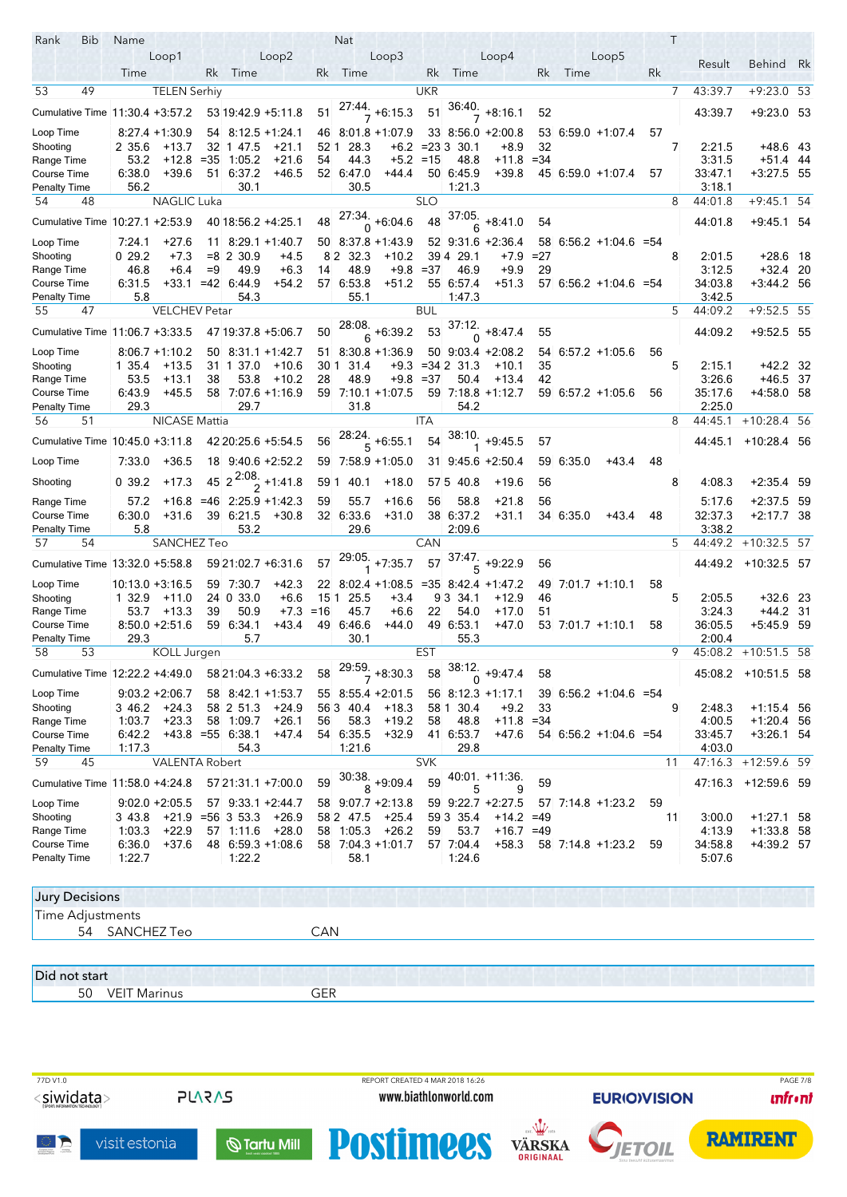| Rank | Bib | Name | | | | | | | Nat | | | | | | | | | | T | Result | Behind | Rk |
|---|---|---|---|---|---|---|---|---|---|---|---|---|---|---|---|---|---|---|---|---|---|---|
| | | Loop1 | | | Loop2 | | | Loop3 | | | Loop4 | | | Loop5 | | | | | | | | |
| | | Time | | Rk | Time | | Rk | Time | | Rk | Time | | Rk | Time | | Rk | | | | | | |
| 53 | 49 | TELEN Serhiy | | | | | | | UKR | | | | | | | | | | 7 | 43:39.7 | +9:23.0 | 53 |
| Cumulative Time | | 11:30.4 | +3:57.2 | 53 | 19:42.9 | +5:11.8 | 51 | 27:44.7 | +6:15.3 | 51 | 36:40.7 | +8:16.1 | 52 | | | | | | | 43:39.7 | +9:23.0 | 53 |
| Loop Time | | 8:27.4 | +1:30.9 | 54 | 8:12.5 | +1:24.1 | 46 | 8:01.8 | +1:07.9 | 33 | 8:56.0 | +2:00.8 | 53 | 6:59.0 | +1:07.4 | 57 | | | | | | |
| Shooting | | 2 35.6 | +13.7 | 32 | 1 47.5 | +21.1 | 52 | 1 28.3 | +6.2 | =23 | 3 30.1 | +8.9 | 32 | | | | | | 7 | 2:21.5 | +48.6 | 43 |
| Range Time | | 53.2 | +12.8 | =35 | 1:05.2 | +21.6 | 54 | 44.3 | +5.2 | =15 | 48.8 | +11.8 | =34 | | | | | | | 3:31.5 | +51.4 | 44 |
| Course Time | | 6:38.0 | +39.6 | 51 | 6:37.2 | +46.5 | 52 | 6:47.0 | +44.4 | 50 | 6:45.9 | +39.8 | 45 | 6:59.0 | +1:07.4 | 57 | | | | 33:47.1 | +3:27.5 | 55 |
| Penalty Time | | 56.2 | | | 30.1 | | | 30.5 | | | 1:21.3 | | | | | | | | | 3:18.1 | | |
| 54 | 48 | NAGLIC Luka | | | | | | | SLO | | | | | | | | | | 8 | 44:01.8 | +9:45.1 | 54 |
| Cumulative Time | | 10:27.1 | +2:53.9 | 40 | 18:56.2 | +4:25.1 | 48 | 27:34.0 | +6:04.6 | 48 | 37:05.6 | +8:41.0 | 54 | | | | | | | 44:01.8 | +9:45.1 | 54 |
| Loop Time | | 7:24.1 | +27.6 | 11 | 8:29.1 | +1:40.7 | 50 | 8:37.8 | +1:43.9 | 52 | 9:31.6 | +2:36.4 | 58 | 6:56.2 | +1:04.6 | =54 | | | | | | |
| Shooting | | 0 29.2 | +7.3 | =8 | 2 30.9 | +4.5 | 8 | 2 32.3 | +10.2 | 39 | 4 29.1 | +7.9 | =27 | | | | | | 8 | 2:01.5 | +28.6 | 18 |
| Range Time | | 46.8 | +6.4 | =9 | 49.9 | +6.3 | 14 | 48.9 | +9.8 | =37 | 46.9 | +9.9 | 29 | | | | | | | 3:12.5 | +32.4 | 20 |
| Course Time | | 6:31.5 | +33.1 | =42 | 6:44.9 | +54.2 | 57 | 6:53.8 | +51.2 | 55 | 6:57.4 | +51.3 | 57 | 6:56.2 | +1:04.6 | =54 | | | | 34:03.8 | +3:44.2 | 56 |
| Penalty Time | | 5.8 | | | 54.3 | | | 55.1 | | | 1:47.3 | | | | | | | | | 3:42.5 | | |
| 55 | 47 | VELCHEV Petar | | | | | | | BUL | | | | | | | | | | 5 | 44:09.2 | +9:52.5 | 55 |
| Cumulative Time | | 11:06.7 | +3:33.5 | 47 | 19:37.8 | +5:06.7 | 50 | 28:08.6 | +6:39.2 | 53 | 37:12.0 | +8:47.4 | 55 | | | | | | | 44:09.2 | +9:52.5 | 55 |
| Loop Time | | 8:06.7 | +1:10.2 | 50 | 8:31.1 | +1:42.7 | 51 | 8:30.8 | +1:36.9 | 50 | 9:03.4 | +2:08.2 | 54 | 6:57.2 | +1:05.6 | 56 | | | | | | |
| Shooting | | 1 35.4 | +13.5 | 31 | 1 37.0 | +10.6 | 30 | 1 31.4 | +9.3 | =34 | 2 31.3 | +10.1 | 35 | | | | | | 5 | 2:15.1 | +42.2 | 32 |
| Range Time | | 53.5 | +13.1 | 38 | 53.8 | +10.2 | 28 | 48.9 | +9.8 | =37 | 50.4 | +13.4 | 42 | | | | | | | 3:26.6 | +46.5 | 37 |
| Course Time | | 6:43.9 | +45.5 | 58 | 7:07.6 | +1:16.9 | 59 | 7:10.1 | +1:07.5 | 59 | 7:18.8 | +1:12.7 | 59 | 6:57.2 | +1:05.6 | 56 | | | | 35:17.6 | +4:58.0 | 58 |
| Penalty Time | | 29.3 | | | 29.7 | | | 31.8 | | | 54.2 | | | | | | | | | 2:25.0 | | |
| 56 | 51 | NICASE Mattia | | | | | | | ITA | | | | | | | | | | 8 | 44:45.1 | +10:28.4 | 56 |
| Cumulative Time | | 10:45.0 | +3:11.8 | 42 | 20:25.6 | +5:54.5 | 56 | 28:24.5 | +6:55.1 | 54 | 38:10.1 | +9:45.5 | 57 | | | | | | | 44:45.1 | +10:28.4 | 56 |
| Loop Time | | 7:33.0 | +36.5 | 18 | 9:40.6 | +2:52.2 | 59 | 7:58.9 | +1:05.0 | 31 | 9:45.6 | +2:50.4 | 59 | 6:35.0 | +43.4 | 48 | | | | | | |
| Shooting | | 0 39.2 | +17.3 | 45 | 2 2:08.2 | +1:41.8 | 59 | 1 40.1 | +18.0 | 57 | 5 40.8 | +19.6 | 56 | | | | | | 8 | 4:08.3 | +2:35.4 | 59 |
| Range Time | | 57.2 | +16.8 | =46 | 2:25.9 | +1:42.3 | 59 | 55.7 | +16.6 | 56 | 58.8 | +21.8 | 56 | | | | | | | 5:17.6 | +2:37.5 | 59 |
| Course Time | | 6:30.0 | +31.6 | 39 | 6:21.5 | +30.8 | 32 | 6:33.6 | +31.0 | 38 | 6:37.2 | +31.1 | 34 | 6:35.0 | +43.4 | 48 | | | | 32:37.3 | +2:17.7 | 38 |
| Penalty Time | | 5.8 | | | 53.2 | | | 29.6 | | | 2:09.6 | | | | | | | | | 3:38.2 | | |
| 57 | 54 | SANCHEZ Teo | | | | | | | CAN | | | | | | | | | | 5 | 44:49.2 | +10:32.5 | 57 |
| Cumulative Time | | 13:32.0 | +5:58.8 | 59 | 21:02.7 | +6:31.6 | 57 | 29:05.1 | +7:35.7 | 57 | 37:47.5 | +9:22.9 | 56 | | | | | | | 44:49.2 | +10:32.5 | 57 |
| Loop Time | | 10:13.0 | +3:16.5 | 59 | 7:30.7 | +42.3 | 22 | 8:02.4 | +1:08.5 | =35 | 8:42.4 | +1:47.2 | 49 | 7:01.7 | +1:10.1 | 58 | | | | | | |
| Shooting | | 1 32.9 | +11.0 | 24 | 0 33.0 | +6.6 | 15 | 1 25.5 | +3.4 | 9 | 3 34.1 | +12.9 | 46 | | | | | | 5 | 2:05.5 | +32.6 | 23 |
| Range Time | | 53.7 | +13.3 | 39 | 50.9 | +7.3 | =16 | 45.7 | +6.6 | 22 | 54.0 | +17.0 | 51 | | | | | | | 3:24.3 | +44.2 | 31 |
| Course Time | | 8:50.0 | +2:51.6 | 59 | 6:34.1 | +43.4 | 49 | 6:46.6 | +44.0 | 49 | 6:53.1 | +47.0 | 53 | 7:01.7 | +1:10.1 | 58 | | | | 36:05.5 | +5:45.9 | 59 |
| Penalty Time | | 29.3 | | | 5.7 | | | 30.1 | | | 55.3 | | | | | | | | | 2:00.4 | | |
| 58 | 53 | KOLL Jurgen | | | | | | | EST | | | | | | | | | | 9 | 45:08.2 | +10:51.5 | 58 |
| Cumulative Time | | 12:22.2 | +4:49.0 | 58 | 21:04.3 | +6:33.2 | 58 | 29:59.7 | +8:30.3 | 58 | 38:12.0 | +9:47.4 | 58 | | | | | | | 45:08.2 | +10:51.5 | 58 |
| Loop Time | | 9:03.2 | +2:06.7 | 58 | 8:42.1 | +1:53.7 | 55 | 8:55.4 | +2:01.5 | 56 | 8:12.3 | +1:17.1 | 39 | 6:56.2 | +1:04.6 | =54 | | | | | | |
| Shooting | | 3 46.2 | +24.3 | 58 | 2 51.3 | +24.9 | 56 | 3 40.4 | +18.3 | 58 | 1 30.4 | +9.2 | 33 | | | | | | 9 | 2:48.3 | +1:15.4 | 56 |
| Range Time | | 1:03.7 | +23.3 | 58 | 1:09.7 | +26.1 | 56 | 58.3 | +19.2 | 58 | 48.8 | +11.8 | =34 | | | | | | | 4:00.5 | +1:20.4 | 56 |
| Course Time | | 6:42.2 | +43.8 | =55 | 6:38.1 | +47.4 | 54 | 6:35.5 | +32.9 | 41 | 6:53.7 | +47.6 | 54 | 6:56.2 | +1:04.6 | =54 | | | | 33:45.7 | +3:26.1 | 54 |
| Penalty Time | | 1:17.3 | | | 54.3 | | | 1:21.6 | | | 29.8 | | | | | | | | | 4:03.0 | | |
| 59 | 45 | VALENTA Robert | | | | | | | SVK | | | | | | | | | | 11 | 47:16.3 | +12:59.6 | 59 |
| Cumulative Time | | 11:58.0 | +4:24.8 | 57 | 21:31.1 | +7:00.0 | 59 | 30:38.8 | +9:09.4 | 59 | 40:01.5 | +11:36.9 | 59 | | | | | | | 47:16.3 | +12:59.6 | 59 |
| Loop Time | | 9:02.0 | +2:05.5 | 57 | 9:33.1 | +2:44.7 | 58 | 9:07.7 | +2:13.8 | 59 | 9:22.7 | +2:27.5 | 57 | 7:14.8 | +1:23.2 | 59 | | | | | | |
| Shooting | | 3 43.8 | +21.9 | =56 | 3 53.3 | +26.9 | 58 | 2 47.5 | +25.4 | 59 | 3 35.4 | +14.2 | =49 | | | | | | 11 | 3:00.0 | +1:27.1 | 58 |
| Range Time | | 1:03.3 | +22.9 | 57 | 1:11.6 | +28.0 | 58 | 1:05.3 | +26.2 | 59 | 53.7 | +16.7 | =49 | | | | | | | 4:13.9 | +1:33.8 | 58 |
| Course Time | | 6:36.0 | +37.6 | 48 | 6:59.3 | +1:08.6 | 58 | 7:04.3 | +1:01.7 | 57 | 7:04.4 | +58.3 | 58 | 7:14.8 | +1:23.2 | 59 | | | | 34:58.8 | +4:39.2 | 57 |
| Penalty Time | | 1:22.7 | | | 1:22.2 | | | 58.1 | | | 1:24.6 | | | | | | | | | 5:07.6 | | |

**Jury Decisions**

Time Adjustments

| | | |
|---|---|---|
| 54 | SANCHEZ Teo | CAN |

**Did not start**

| | | |
|---|---|---|
| 50 | VEIT Marinus | GER |

77D V1.0 — REPORT CREATED 4 MAR 2018 16:26 — www.biathlonworld.com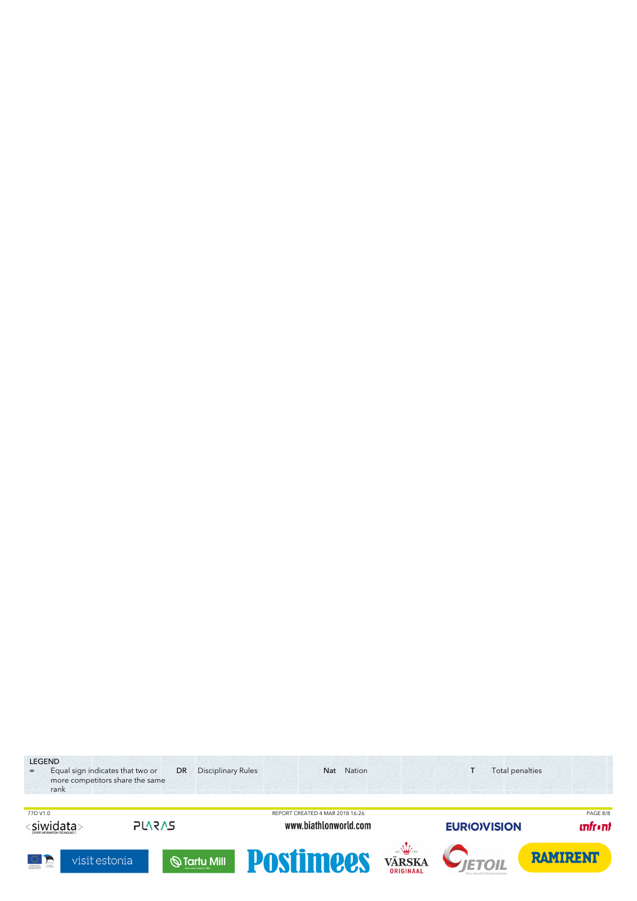LEGEND

| | | | | | | | |
|---|---|---|---|---|---|---|---|
| = | Equal sign indicates that two or more competitors share the same rank | DR | Disciplinary Rules | Nat | Nation | T | Total penalties |